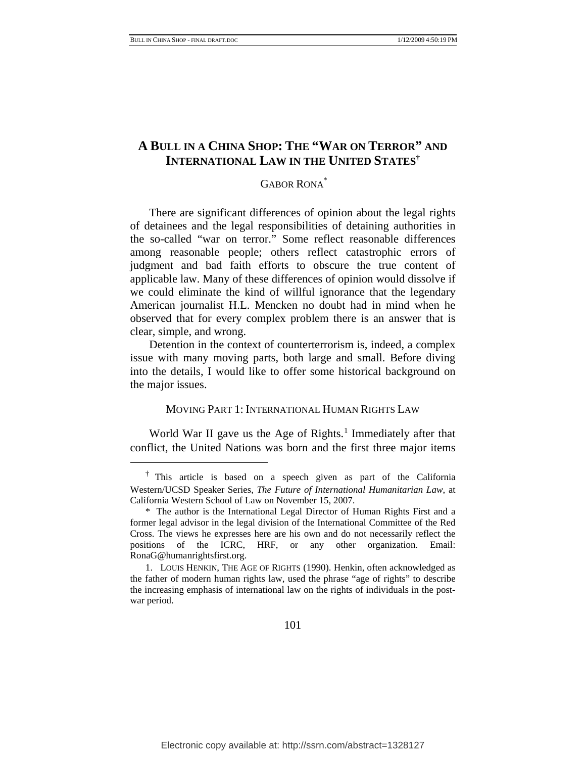# A BULL IN A CHINA SHOP: THE "WAR ON TERROR" AND INTERNATIONAL LAW IN THE UNITED STATES[†]

GABOR RONA[*]

There are significant differences of opinion about the legal rights of detainees and the legal responsibilities of detaining authorities in the so-called "war on terror." Some reflect reasonable differences among reasonable people; others reflect catastrophic errors of judgment and bad faith efforts to obscure the true content of applicable law. Many of these differences of opinion would dissolve if we could eliminate the kind of willful ignorance that the legendary American journalist H.L. Mencken no doubt had in mind when he observed that for every complex problem there is an answer that is clear, simple, and wrong.

Detention in the context of counterterrorism is, indeed, a complex issue with many moving parts, both large and small. Before diving into the details, I would like to offer some historical background on the major issues.

## MOVING PART 1: INTERNATIONAL HUMAN RIGHTS LAW

World War II gave us the Age of Rights.[1] Immediately after that conflict, the United Nations was born and the first three major items

---

[†] This article is based on a speech given as part of the California Western/UCSD Speaker Series, *The Future of International Humanitarian Law*, at California Western School of Law on November 15, 2007.

[*] The author is the International Legal Director of Human Rights First and a former legal advisor in the legal division of the International Committee of the Red Cross. The views he expresses here are his own and do not necessarily reflect the positions of the ICRC, HRF, or any other organization. Email: RonaG@humanrightsfirst.org.

1. LOUIS HENKIN, THE AGE OF RIGHTS (1990). Henkin, often acknowledged as the father of modern human rights law, used the phrase "age of rights" to describe the increasing emphasis of international law on the rights of individuals in the post-war period.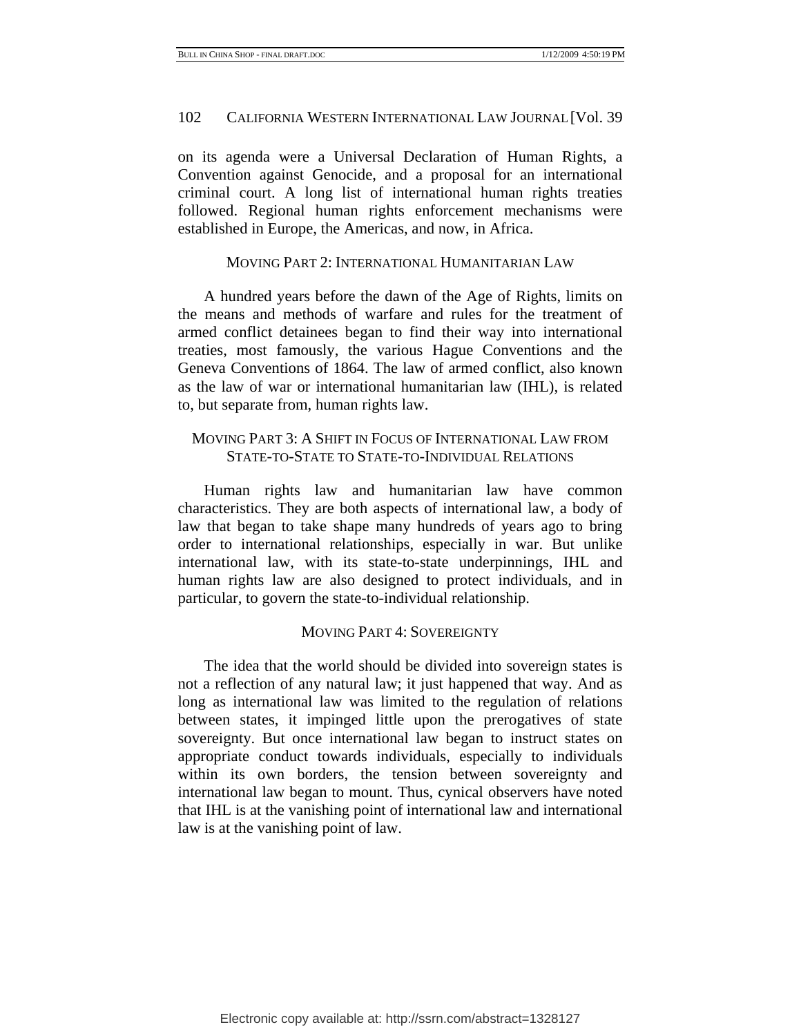on its agenda were a Universal Declaration of Human Rights, a Convention against Genocide, and a proposal for an international criminal court. A long list of international human rights treaties followed. Regional human rights enforcement mechanisms were established in Europe, the Americas, and now, in Africa.

## Moving Part 2: International Humanitarian Law

A hundred years before the dawn of the Age of Rights, limits on the means and methods of warfare and rules for the treatment of armed conflict detainees began to find their way into international treaties, most famously, the various Hague Conventions and the Geneva Conventions of 1864. The law of armed conflict, also known as the law of war or international humanitarian law (IHL), is related to, but separate from, human rights law.

## Moving Part 3: A Shift in Focus of International Law from State-to-State to State-to-Individual Relations

Human rights law and humanitarian law have common characteristics. They are both aspects of international law, a body of law that began to take shape many hundreds of years ago to bring order to international relationships, especially in war. But unlike international law, with its state-to-state underpinnings, IHL and human rights law are also designed to protect individuals, and in particular, to govern the state-to-individual relationship.

## Moving Part 4: Sovereignty

The idea that the world should be divided into sovereign states is not a reflection of any natural law; it just happened that way. And as long as international law was limited to the regulation of relations between states, it impinged little upon the prerogatives of state sovereignty. But once international law began to instruct states on appropriate conduct towards individuals, especially to individuals within its own borders, the tension between sovereignty and international law began to mount. Thus, cynical observers have noted that IHL is at the vanishing point of international law and international law is at the vanishing point of law.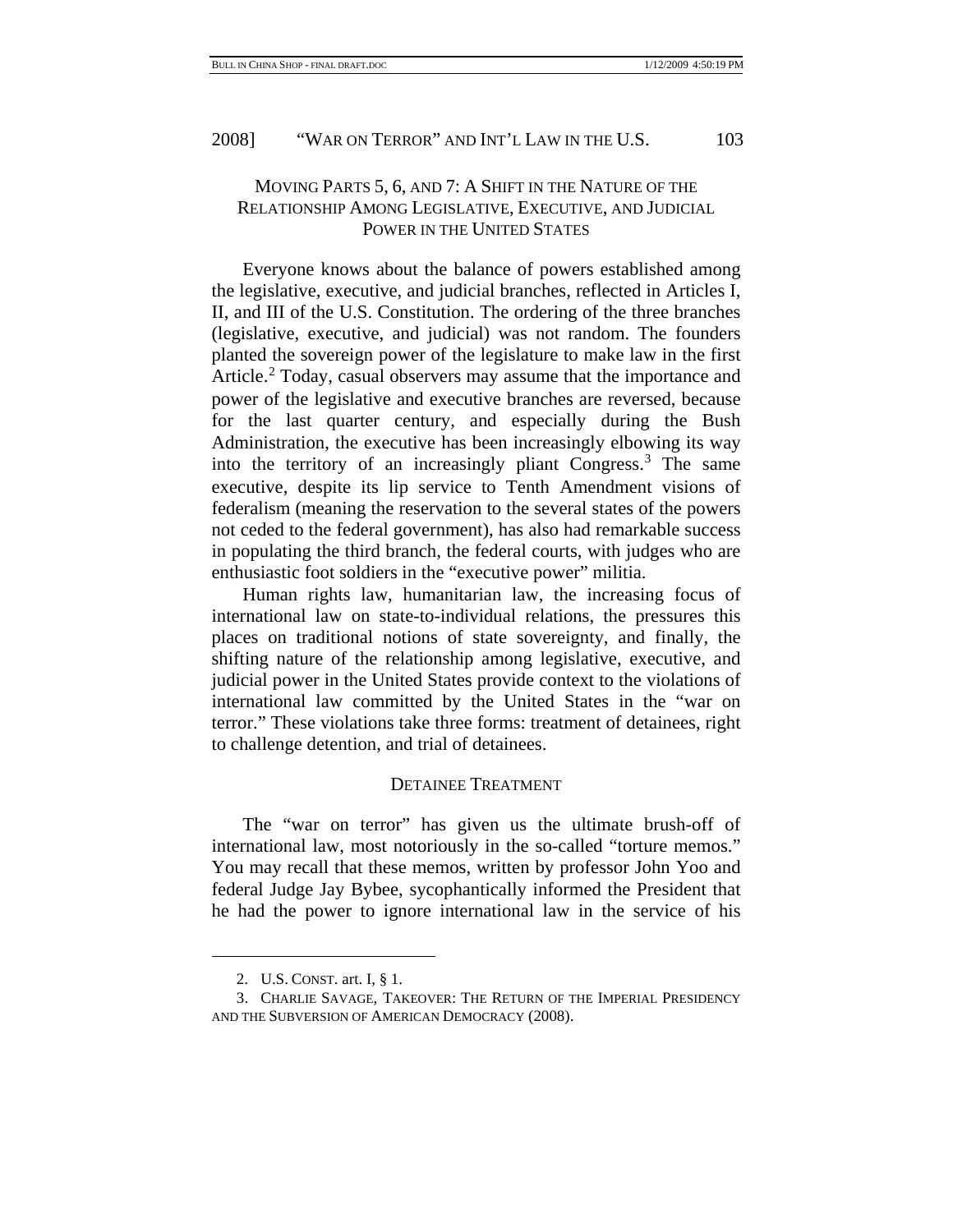## Moving Parts 5, 6, and 7: A Shift in the Nature of the Relationship Among Legislative, Executive, and Judicial Power in the United States

Everyone knows about the balance of powers established among the legislative, executive, and judicial branches, reflected in Articles I, II, and III of the U.S. Constitution. The ordering of the three branches (legislative, executive, and judicial) was not random. The founders planted the sovereign power of the legislature to make law in the first Article.[2] Today, casual observers may assume that the importance and power of the legislative and executive branches are reversed, because for the last quarter century, and especially during the Bush Administration, the executive has been increasingly elbowing its way into the territory of an increasingly pliant Congress.[3] The same executive, despite its lip service to Tenth Amendment visions of federalism (meaning the reservation to the several states of the powers not ceded to the federal government), has also had remarkable success in populating the third branch, the federal courts, with judges who are enthusiastic foot soldiers in the "executive power" militia.

Human rights law, humanitarian law, the increasing focus of international law on state-to-individual relations, the pressures this places on traditional notions of state sovereignty, and finally, the shifting nature of the relationship among legislative, executive, and judicial power in the United States provide context to the violations of international law committed by the United States in the "war on terror." These violations take three forms: treatment of detainees, right to challenge detention, and trial of detainees.

## Detainee Treatment

The "war on terror" has given us the ultimate brush-off of international law, most notoriously in the so-called "torture memos." You may recall that these memos, written by professor John Yoo and federal Judge Jay Bybee, sycophantically informed the President that he had the power to ignore international law in the service of his

---

2. U.S. Const. art. I, § 1.

3. Charlie Savage, Takeover: The Return of the Imperial Presidency and the Subversion of American Democracy (2008).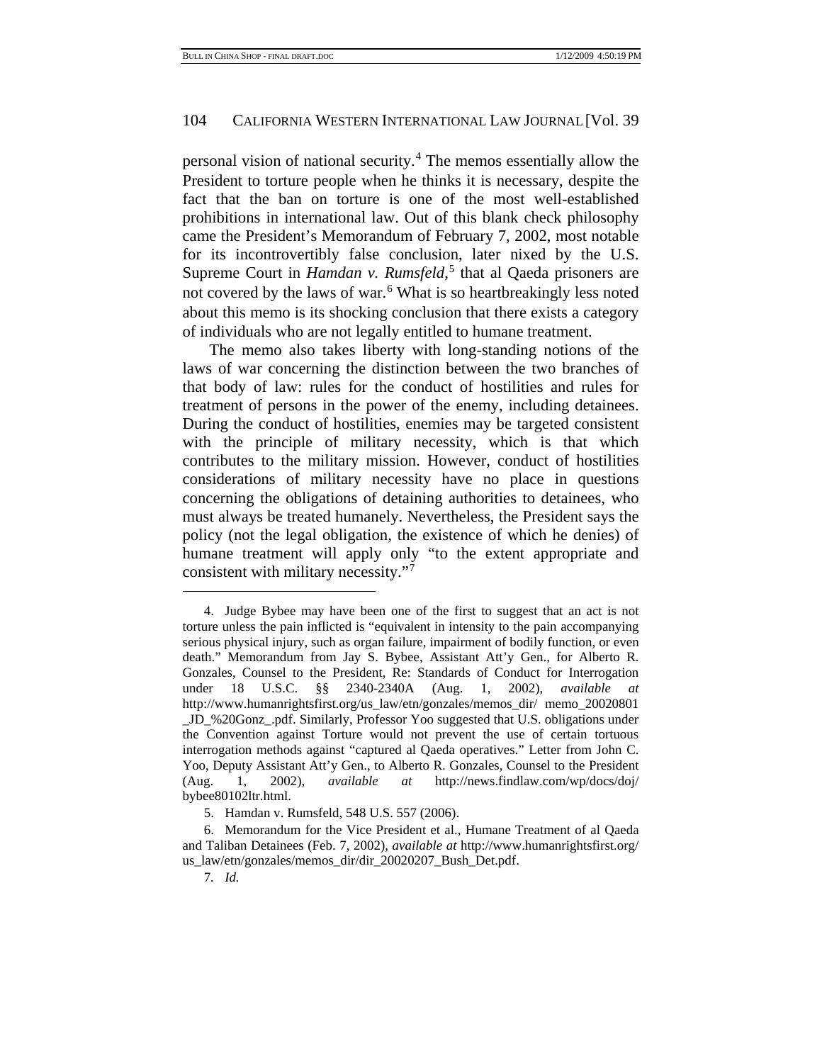personal vision of national security.[4] The memos essentially allow the President to torture people when he thinks it is necessary, despite the fact that the ban on torture is one of the most well-established prohibitions in international law. Out of this blank check philosophy came the President's Memorandum of February 7, 2002, most notable for its incontrovertibly false conclusion, later nixed by the U.S. Supreme Court in *Hamdan v. Rumsfeld*,[5] that al Qaeda prisoners are not covered by the laws of war.[6] What is so heartbreakingly less noted about this memo is its shocking conclusion that there exists a category of individuals who are not legally entitled to humane treatment.

The memo also takes liberty with long-standing notions of the laws of war concerning the distinction between the two branches of that body of law: rules for the conduct of hostilities and rules for treatment of persons in the power of the enemy, including detainees. During the conduct of hostilities, enemies may be targeted consistent with the principle of military necessity, which is that which contributes to the military mission. However, conduct of hostilities considerations of military necessity have no place in questions concerning the obligations of detaining authorities to detainees, who must always be treated humanely. Nevertheless, the President says the policy (not the legal obligation, the existence of which he denies) of humane treatment will apply only "to the extent appropriate and consistent with military necessity."[7]

---

4. Judge Bybee may have been one of the first to suggest that an act is not torture unless the pain inflicted is "equivalent in intensity to the pain accompanying serious physical injury, such as organ failure, impairment of bodily function, or even death." Memorandum from Jay S. Bybee, Assistant Att'y Gen., for Alberto R. Gonzales, Counsel to the President, Re: Standards of Conduct for Interrogation under 18 U.S.C. §§ 2340-2340A (Aug. 1, 2002), *available at* http://www.humanrightsfirst.org/us_law/etn/gonzales/memos_dir/ memo_20020801_JD_%20Gonz_.pdf. Similarly, Professor Yoo suggested that U.S. obligations under the Convention against Torture would not prevent the use of certain tortuous interrogation methods against "captured al Qaeda operatives." Letter from John C. Yoo, Deputy Assistant Att'y Gen., to Alberto R. Gonzales, Counsel to the President (Aug. 1, 2002), *available at* http://news.findlaw.com/wp/docs/doj/ bybee80102ltr.html.

5. Hamdan v. Rumsfeld, 548 U.S. 557 (2006).

6. Memorandum for the Vice President et al., Humane Treatment of al Qaeda and Taliban Detainees (Feb. 7, 2002), *available at* http://www.humanrightsfirst.org/ us_law/etn/gonzales/memos_dir/dir_20020207_Bush_Det.pdf.

7. *Id.*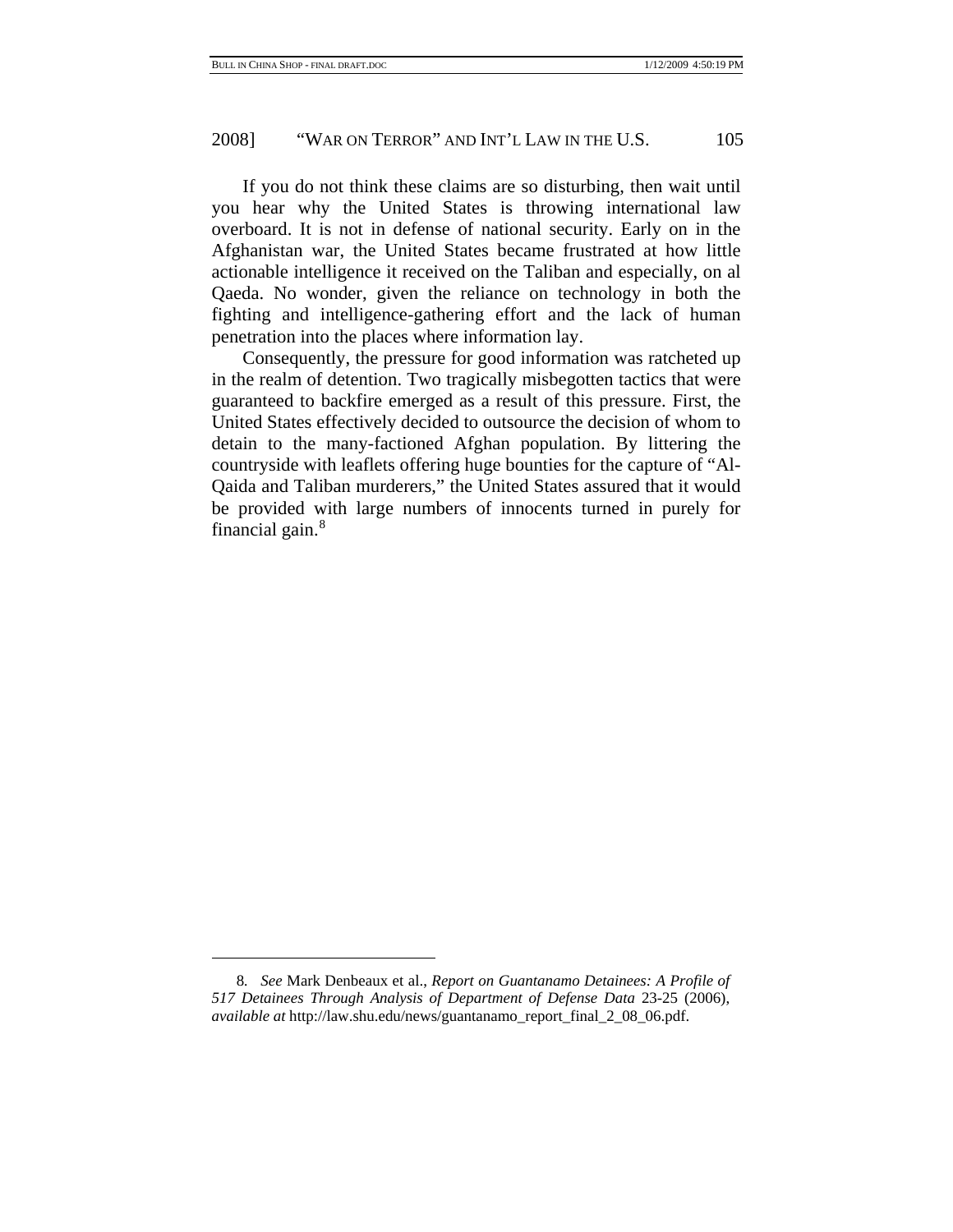If you do not think these claims are so disturbing, then wait until you hear why the United States is throwing international law overboard. It is not in defense of national security. Early on in the Afghanistan war, the United States became frustrated at how little actionable intelligence it received on the Taliban and especially, on al Qaeda. No wonder, given the reliance on technology in both the fighting and intelligence-gathering effort and the lack of human penetration into the places where information lay.

Consequently, the pressure for good information was ratcheted up in the realm of detention. Two tragically misbegotten tactics that were guaranteed to backfire emerged as a result of this pressure. First, the United States effectively decided to outsource the decision of whom to detain to the many-factioned Afghan population. By littering the countryside with leaflets offering huge bounties for the capture of "Al-Qaida and Taliban murderers," the United States assured that it would be provided with large numbers of innocents turned in purely for financial gain.[8]

---

8. *See* Mark Denbeaux et al., *Report on Guantanamo Detainees: A Profile of 517 Detainees Through Analysis of Department of Defense Data* 23-25 (2006), *available at* http://law.shu.edu/news/guantanamo_report_final_2_08_06.pdf.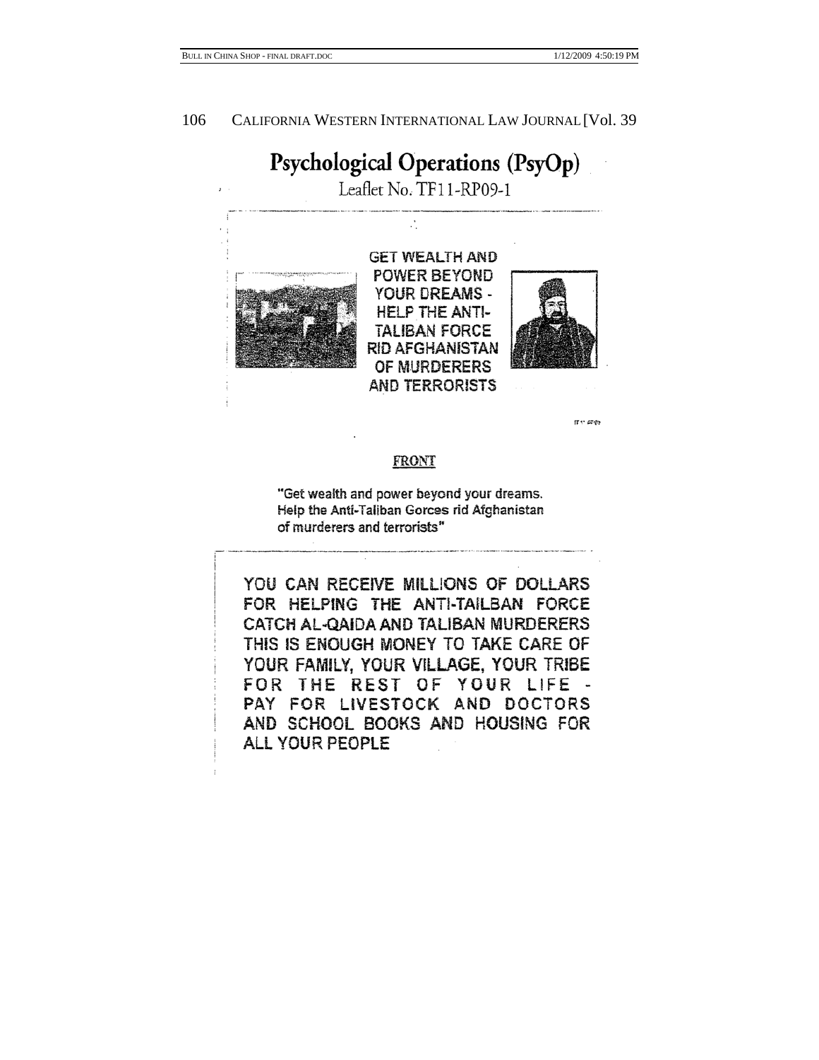# Psychological Operations (PsyOp)

Leaflet No. TF11-RP09-1

GET WEALTH AND POWER BEYOND YOUR DREAMS - HELP THE ANTI-TALIBAN FORCE RID AFGHANISTAN OF MURDERERS AND TERRORISTS

**FRONT**

"Get wealth and power beyond your dreams. Help the Anti-Taliban Gorces rid Afghanistan of murderers and terrorists"

YOU CAN RECEIVE MILLIONS OF DOLLARS FOR HELPING THE ANTI-TAILBAN FORCE CATCH AL-QAIDA AND TALIBAN MURDERERS THIS IS ENOUGH MONEY TO TAKE CARE OF YOUR FAMILY, YOUR VILLAGE, YOUR TRIBE FOR THE REST OF YOUR LIFE - PAY FOR LIVESTOCK AND DOCTORS AND SCHOOL BOOKS AND HOUSING FOR ALL YOUR PEOPLE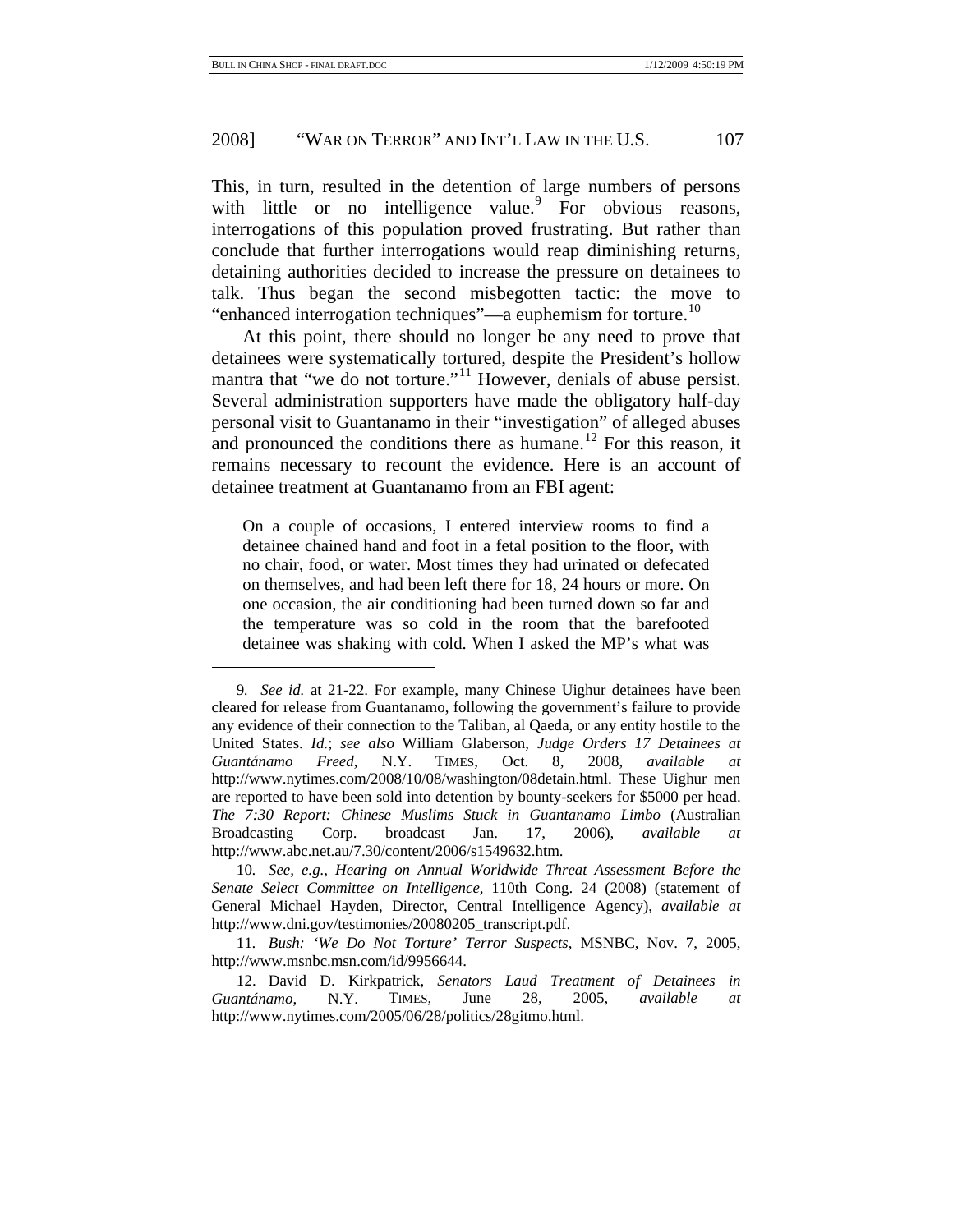This, in turn, resulted in the detention of large numbers of persons with little or no intelligence value.[9] For obvious reasons, interrogations of this population proved frustrating. But rather than conclude that further interrogations would reap diminishing returns, detaining authorities decided to increase the pressure on detainees to talk. Thus began the second misbegotten tactic: the move to "enhanced interrogation techniques"—a euphemism for torture.[10]

At this point, there should no longer be any need to prove that detainees were systematically tortured, despite the President's hollow mantra that "we do not torture."[11] However, denials of abuse persist. Several administration supporters have made the obligatory half-day personal visit to Guantanamo in their "investigation" of alleged abuses and pronounced the conditions there as humane.[12] For this reason, it remains necessary to recount the evidence. Here is an account of detainee treatment at Guantanamo from an FBI agent:

> On a couple of occasions, I entered interview rooms to find a detainee chained hand and foot in a fetal position to the floor, with no chair, food, or water. Most times they had urinated or defecated on themselves, and had been left there for 18, 24 hours or more. On one occasion, the air conditioning had been turned down so far and the temperature was so cold in the room that the barefooted detainee was shaking with cold. When I asked the MP's what was

---

9. *See id.* at 21-22. For example, many Chinese Uighur detainees have been cleared for release from Guantanamo, following the government's failure to provide any evidence of their connection to the Taliban, al Qaeda, or any entity hostile to the United States. *Id.*; *see also* William Glaberson, *Judge Orders 17 Detainees at Guantánamo Freed*, N.Y. TIMES, Oct. 8, 2008, *available at* http://www.nytimes.com/2008/10/08/washington/08detain.html. These Uighur men are reported to have been sold into detention by bounty-seekers for $5000 per head. *The 7:30 Report: Chinese Muslims Stuck in Guantanamo Limbo* (Australian Broadcasting Corp. broadcast Jan. 17, 2006), *available at* http://www.abc.net.au/7.30/content/2006/s1549632.htm.

10. *See, e.g.*, *Hearing on Annual Worldwide Threat Assessment Before the Senate Select Committee on Intelligence*, 110th Cong. 24 (2008) (statement of General Michael Hayden, Director, Central Intelligence Agency), *available at* http://www.dni.gov/testimonies/20080205_transcript.pdf.

11. *Bush: 'We Do Not Torture' Terror Suspects*, MSNBC, Nov. 7, 2005, http://www.msnbc.msn.com/id/9956644.

12. David D. Kirkpatrick, *Senators Laud Treatment of Detainees in Guantánamo*, N.Y. TIMES, June 28, 2005, *available at* http://www.nytimes.com/2005/06/28/politics/28gitmo.html.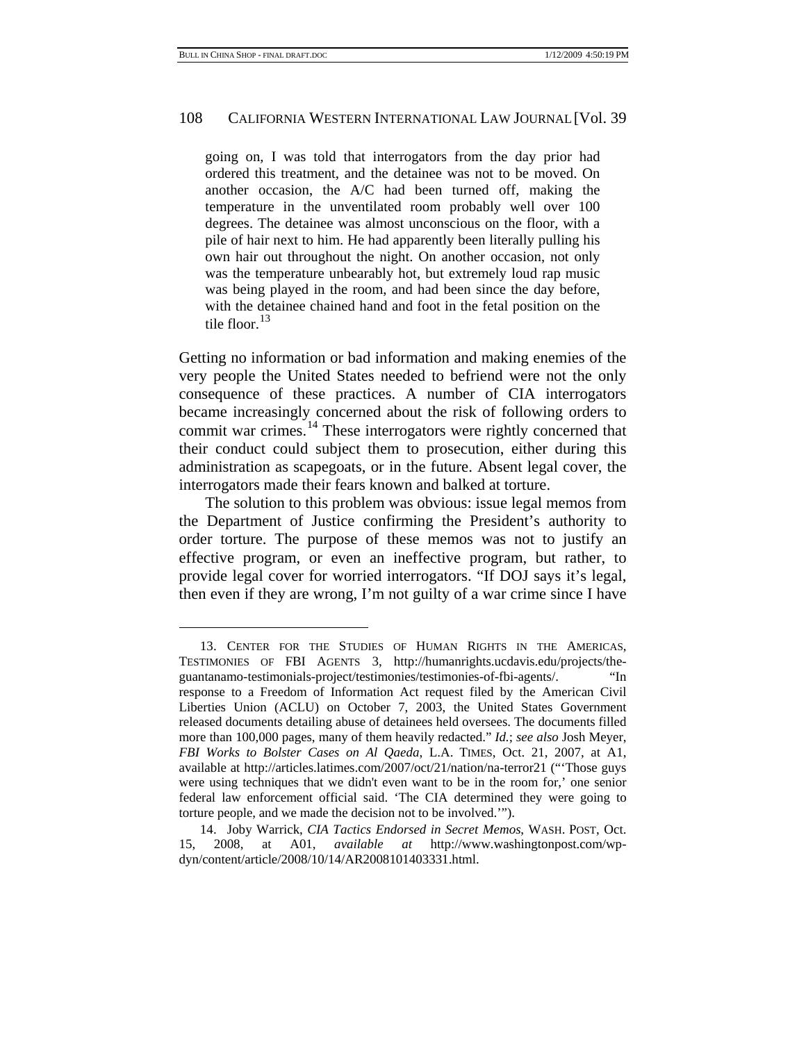> going on, I was told that interrogators from the day prior had ordered this treatment, and the detainee was not to be moved. On another occasion, the A/C had been turned off, making the temperature in the unventilated room probably well over 100 degrees. The detainee was almost unconscious on the floor, with a pile of hair next to him. He had apparently been literally pulling his own hair out throughout the night. On another occasion, not only was the temperature unbearably hot, but extremely loud rap music was being played in the room, and had been since the day before, with the detainee chained hand and foot in the fetal position on the tile floor.[13]

Getting no information or bad information and making enemies of the very people the United States needed to befriend were not the only consequence of these practices. A number of CIA interrogators became increasingly concerned about the risk of following orders to commit war crimes.[14] These interrogators were rightly concerned that their conduct could subject them to prosecution, either during this administration as scapegoats, or in the future. Absent legal cover, the interrogators made their fears known and balked at torture.

The solution to this problem was obvious: issue legal memos from the Department of Justice confirming the President's authority to order torture. The purpose of these memos was not to justify an effective program, or even an ineffective program, but rather, to provide legal cover for worried interrogators. "If DOJ says it's legal, then even if they are wrong, I'm not guilty of a war crime since I have

---

13. CENTER FOR THE STUDIES OF HUMAN RIGHTS IN THE AMERICAS, TESTIMONIES OF FBI AGENTS 3, http://humanrights.ucdavis.edu/projects/the-guantanamo-testimonials-project/testimonies/testimonies-of-fbi-agents/. "In response to a Freedom of Information Act request filed by the American Civil Liberties Union (ACLU) on October 7, 2003, the United States Government released documents detailing abuse of detainees held oversees. The documents filled more than 100,000 pages, many of them heavily redacted." *Id.*; *see also* Josh Meyer, *FBI Works to Bolster Cases on Al Qaeda*, L.A. TIMES, Oct. 21, 2007, at A1, available at http://articles.latimes.com/2007/oct/21/nation/na-terror21 ("'Those guys were using techniques that we didn't even want to be in the room for,' one senior federal law enforcement official said. 'The CIA determined they were going to torture people, and we made the decision not to be involved.'").

14. Joby Warrick, *CIA Tactics Endorsed in Secret Memos*, WASH. POST, Oct. 15, 2008, at A01, *available at* http://www.washingtonpost.com/wp-dyn/content/article/2008/10/14/AR2008101403331.html.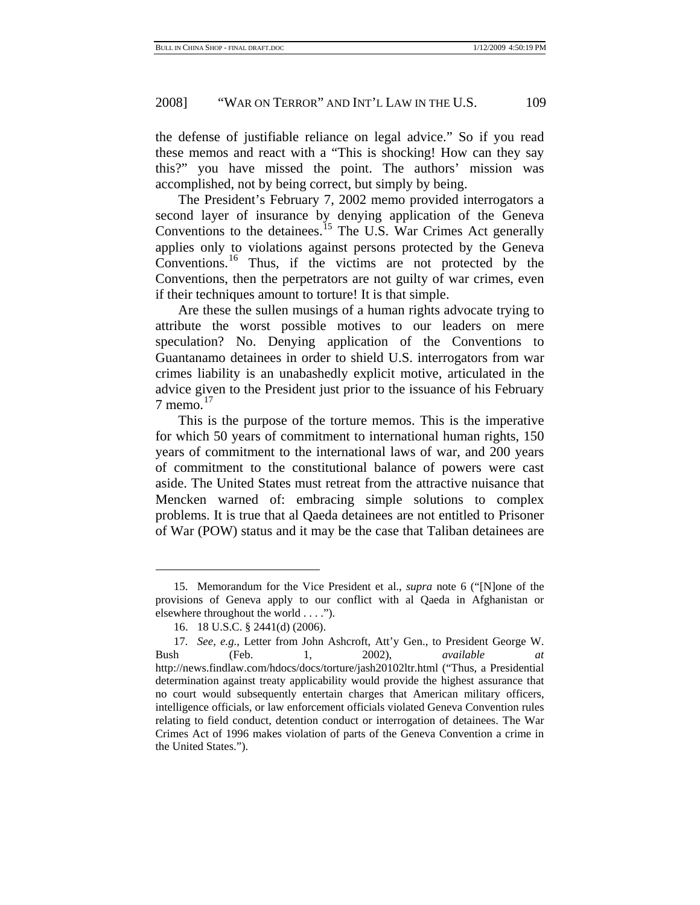the defense of justifiable reliance on legal advice." So if you read these memos and react with a "This is shocking! How can they say this?" you have missed the point. The authors' mission was accomplished, not by being correct, but simply by being.

The President's February 7, 2002 memo provided interrogators a second layer of insurance by denying application of the Geneva Conventions to the detainees.[15] The U.S. War Crimes Act generally applies only to violations against persons protected by the Geneva Conventions.[16] Thus, if the victims are not protected by the Conventions, then the perpetrators are not guilty of war crimes, even if their techniques amount to torture! It is that simple.

Are these the sullen musings of a human rights advocate trying to attribute the worst possible motives to our leaders on mere speculation? No. Denying application of the Conventions to Guantanamo detainees in order to shield U.S. interrogators from war crimes liability is an unabashedly explicit motive, articulated in the advice given to the President just prior to the issuance of his February 7 memo.[17]

This is the purpose of the torture memos. This is the imperative for which 50 years of commitment to international human rights, 150 years of commitment to the international laws of war, and 200 years of commitment to the constitutional balance of powers were cast aside. The United States must retreat from the attractive nuisance that Mencken warned of: embracing simple solutions to complex problems. It is true that al Qaeda detainees are not entitled to Prisoner of War (POW) status and it may be the case that Taliban detainees are

---

15. Memorandum for the Vice President et al., *supra* note 6 ("[N]one of the provisions of Geneva apply to our conflict with al Qaeda in Afghanistan or elsewhere throughout the world . . . .").

16. 18 U.S.C. § 2441(d) (2006).

17. *See, e.g.*, Letter from John Ashcroft, Att'y Gen., to President George W. Bush (Feb. 1, 2002), *available at* http://news.findlaw.com/hdocs/docs/torture/jash20102ltr.html ("Thus, a Presidential determination against treaty applicability would provide the highest assurance that no court would subsequently entertain charges that American military officers, intelligence officials, or law enforcement officials violated Geneva Convention rules relating to field conduct, detention conduct or interrogation of detainees. The War Crimes Act of 1996 makes violation of parts of the Geneva Convention a crime in the United States.").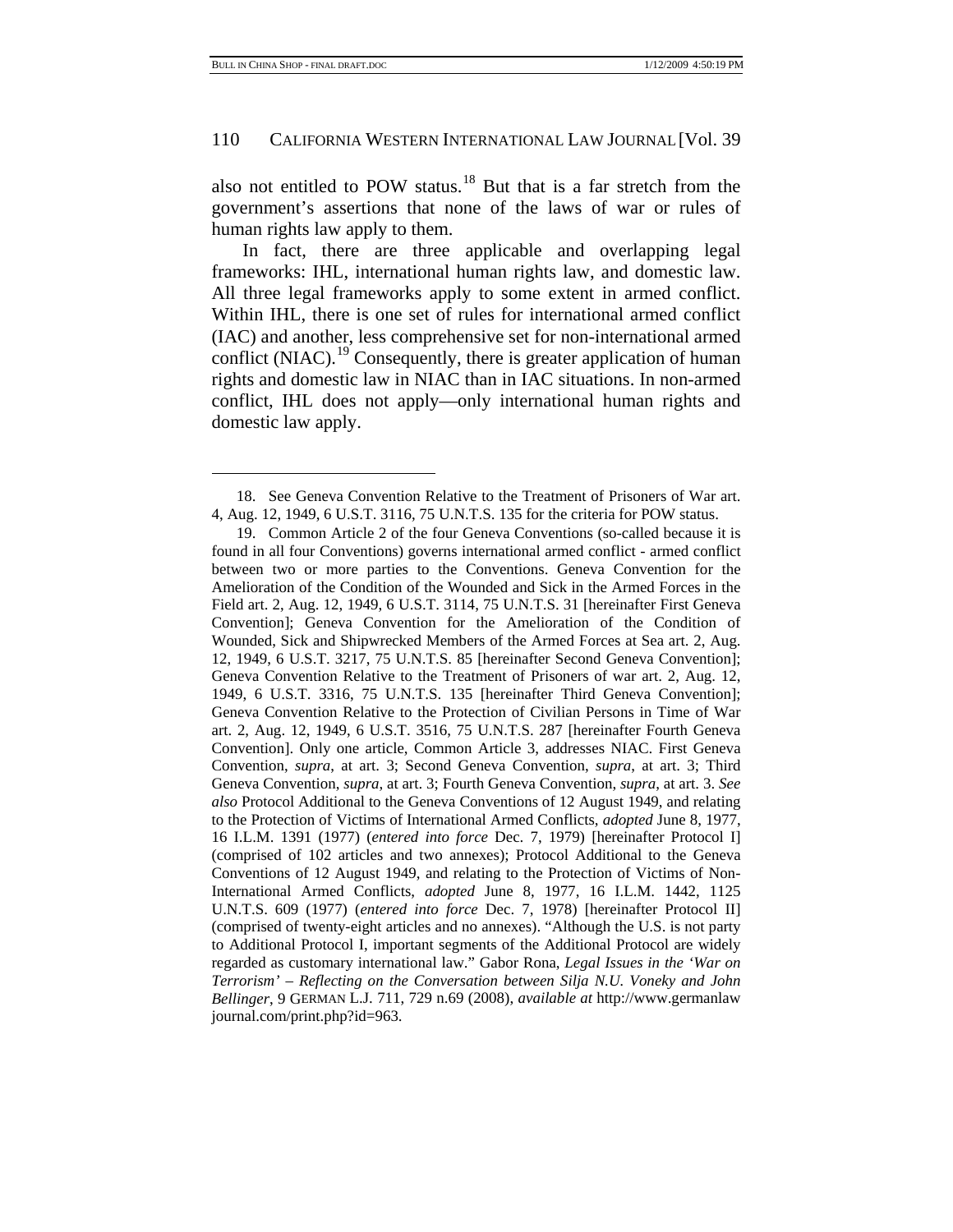also not entitled to POW status.[18] But that is a far stretch from the government's assertions that none of the laws of war or rules of human rights law apply to them.

In fact, there are three applicable and overlapping legal frameworks: IHL, international human rights law, and domestic law. All three legal frameworks apply to some extent in armed conflict. Within IHL, there is one set of rules for international armed conflict (IAC) and another, less comprehensive set for non-international armed conflict (NIAC).[19] Consequently, there is greater application of human rights and domestic law in NIAC than in IAC situations. In non-armed conflict, IHL does not apply—only international human rights and domestic law apply.

---

18. See Geneva Convention Relative to the Treatment of Prisoners of War art. 4, Aug. 12, 1949, 6 U.S.T. 3116, 75 U.N.T.S. 135 for the criteria for POW status.

19. Common Article 2 of the four Geneva Conventions (so-called because it is found in all four Conventions) governs international armed conflict - armed conflict between two or more parties to the Conventions. Geneva Convention for the Amelioration of the Condition of the Wounded and Sick in the Armed Forces in the Field art. 2, Aug. 12, 1949, 6 U.S.T. 3114, 75 U.N.T.S. 31 [hereinafter First Geneva Convention]; Geneva Convention for the Amelioration of the Condition of Wounded, Sick and Shipwrecked Members of the Armed Forces at Sea art. 2, Aug. 12, 1949, 6 U.S.T. 3217, 75 U.N.T.S. 85 [hereinafter Second Geneva Convention]; Geneva Convention Relative to the Treatment of Prisoners of war art. 2, Aug. 12, 1949, 6 U.S.T. 3316, 75 U.N.T.S. 135 [hereinafter Third Geneva Convention]; Geneva Convention Relative to the Protection of Civilian Persons in Time of War art. 2, Aug. 12, 1949, 6 U.S.T. 3516, 75 U.N.T.S. 287 [hereinafter Fourth Geneva Convention]. Only one article, Common Article 3, addresses NIAC. First Geneva Convention, *supra*, at art. 3; Second Geneva Convention, *supra*, at art. 3; Third Geneva Convention, *supra*, at art. 3; Fourth Geneva Convention, *supra*, at art. 3. *See also* Protocol Additional to the Geneva Conventions of 12 August 1949, and relating to the Protection of Victims of International Armed Conflicts, *adopted* June 8, 1977, 16 I.L.M. 1391 (1977) (*entered into force* Dec. 7, 1979) [hereinafter Protocol I] (comprised of 102 articles and two annexes); Protocol Additional to the Geneva Conventions of 12 August 1949, and relating to the Protection of Victims of Non-International Armed Conflicts, *adopted* June 8, 1977, 16 I.L.M. 1442, 1125 U.N.T.S. 609 (1977) (*entered into force* Dec. 7, 1978) [hereinafter Protocol II] (comprised of twenty-eight articles and no annexes). "Although the U.S. is not party to Additional Protocol I, important segments of the Additional Protocol are widely regarded as customary international law." Gabor Rona, *Legal Issues in the 'War on Terrorism' – Reflecting on the Conversation between Silja N.U. Voneky and John Bellinger*, 9 GERMAN L.J. 711, 729 n.69 (2008), *available at* http://www.germanlawjournal.com/print.php?id=963.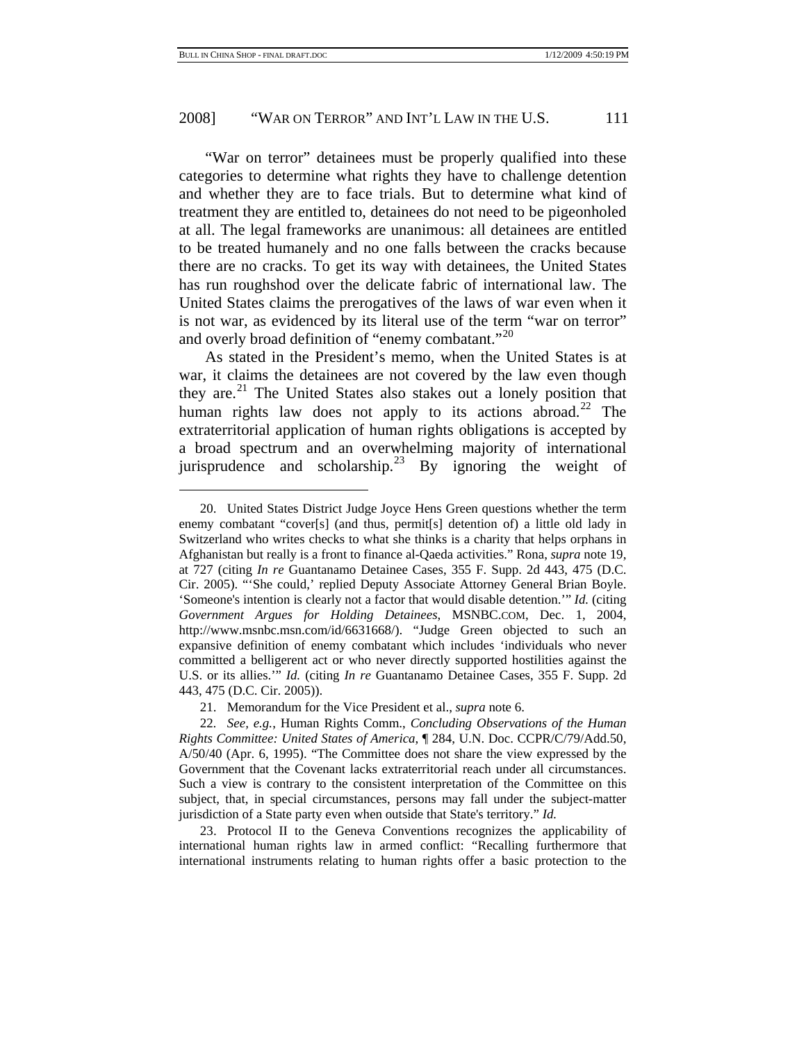"War on terror" detainees must be properly qualified into these categories to determine what rights they have to challenge detention and whether they are to face trials. But to determine what kind of treatment they are entitled to, detainees do not need to be pigeonholed at all. The legal frameworks are unanimous: all detainees are entitled to be treated humanely and no one falls between the cracks because there are no cracks. To get its way with detainees, the United States has run roughshod over the delicate fabric of international law. The United States claims the prerogatives of the laws of war even when it is not war, as evidenced by its literal use of the term "war on terror" and overly broad definition of "enemy combatant."[20]

As stated in the President's memo, when the United States is at war, it claims the detainees are not covered by the law even though they are.[21] The United States also stakes out a lonely position that human rights law does not apply to its actions abroad.[22] The extraterritorial application of human rights obligations is accepted by a broad spectrum and an overwhelming majority of international jurisprudence and scholarship.[23] By ignoring the weight of

---

20. United States District Judge Joyce Hens Green questions whether the term enemy combatant "cover[s] (and thus, permit[s] detention of) a little old lady in Switzerland who writes checks to what she thinks is a charity that helps orphans in Afghanistan but really is a front to finance al-Qaeda activities." Rona, *supra* note 19, at 727 (citing *In re* Guantanamo Detainee Cases, 355 F. Supp. 2d 443, 475 (D.C. Cir. 2005). "'She could,' replied Deputy Associate Attorney General Brian Boyle. 'Someone's intention is clearly not a factor that would disable detention.'" *Id.* (citing *Government Argues for Holding Detainees*, MSNBC.COM, Dec. 1, 2004, http://www.msnbc.msn.com/id/6631668/). "Judge Green objected to such an expansive definition of enemy combatant which includes 'individuals who never committed a belligerent act or who never directly supported hostilities against the U.S. or its allies.'" *Id.* (citing *In re* Guantanamo Detainee Cases, 355 F. Supp. 2d 443, 475 (D.C. Cir. 2005)).

21. Memorandum for the Vice President et al., *supra* note 6.

22. *See, e.g.*, Human Rights Comm., *Concluding Observations of the Human Rights Committee: United States of America*, ¶ 284, U.N. Doc. CCPR/C/79/Add.50, A/50/40 (Apr. 6, 1995). "The Committee does not share the view expressed by the Government that the Covenant lacks extraterritorial reach under all circumstances. Such a view is contrary to the consistent interpretation of the Committee on this subject, that, in special circumstances, persons may fall under the subject-matter jurisdiction of a State party even when outside that State's territory." *Id.*

23. Protocol II to the Geneva Conventions recognizes the applicability of international human rights law in armed conflict: "Recalling furthermore that international instruments relating to human rights offer a basic protection to the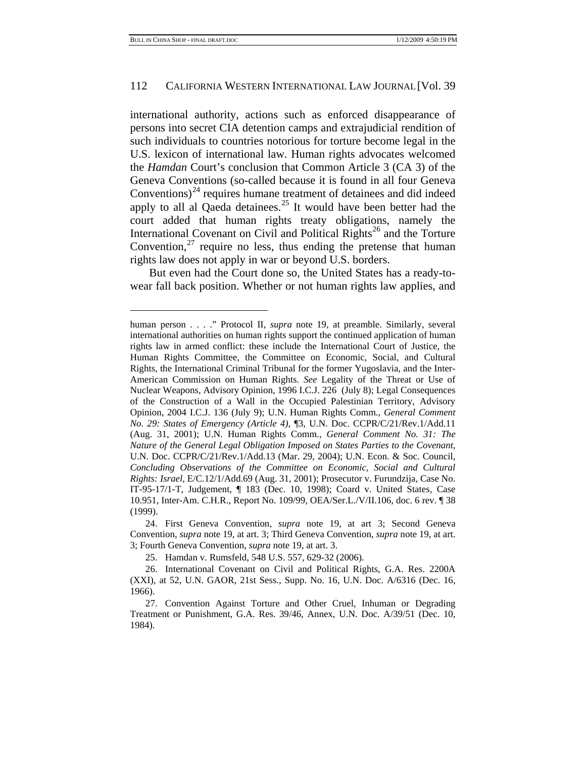international authority, actions such as enforced disappearance of persons into secret CIA detention camps and extrajudicial rendition of such individuals to countries notorious for torture become legal in the U.S. lexicon of international law. Human rights advocates welcomed the *Hamdan* Court's conclusion that Common Article 3 (CA 3) of the Geneva Conventions (so-called because it is found in all four Geneva Conventions)[24] requires humane treatment of detainees and did indeed apply to all al Qaeda detainees.[25] It would have been better had the court added that human rights treaty obligations, namely the International Covenant on Civil and Political Rights[26] and the Torture Convention,[27] require no less, thus ending the pretense that human rights law does not apply in war or beyond U.S. borders.

But even had the Court done so, the United States has a ready-to-wear fall back position. Whether or not human rights law applies, and

---

human person . . . ." Protocol II, *supra* note 19, at preamble. Similarly, several international authorities on human rights support the continued application of human rights law in armed conflict: these include the International Court of Justice, the Human Rights Committee, the Committee on Economic, Social, and Cultural Rights, the International Criminal Tribunal for the former Yugoslavia, and the Inter-American Commission on Human Rights. *See* Legality of the Threat or Use of Nuclear Weapons, Advisory Opinion, 1996 I.C.J. 226 (July 8); Legal Consequences of the Construction of a Wall in the Occupied Palestinian Territory, Advisory Opinion, 2004 I.C.J. 136 (July 9); U.N. Human Rights Comm., *General Comment No. 29: States of Emergency (Article 4)*, ¶3, U.N. Doc. CCPR/C/21/Rev.1/Add.11 (Aug. 31, 2001); U.N. Human Rights Comm., *General Comment No. 31: The Nature of the General Legal Obligation Imposed on States Parties to the Covenant*, U.N. Doc. CCPR/C/21/Rev.1/Add.13 (Mar. 29, 2004); U.N. Econ. & Soc. Council, *Concluding Observations of the Committee on Economic, Social and Cultural Rights: Israel*, E/C.12/1/Add.69 (Aug. 31, 2001); Prosecutor v. Furundzija, Case No. IT-95-17/1-T, Judgement, ¶ 183 (Dec. 10, 1998); Coard v. United States, Case 10.951, Inter-Am. C.H.R., Report No. 109/99, OEA/Ser.L./V/II.106, doc. 6 rev. ¶ 38 (1999).

24. First Geneva Convention, *supra* note 19, at art 3; Second Geneva Convention, *supra* note 19, at art. 3; Third Geneva Convention, *supra* note 19, at art. 3; Fourth Geneva Convention, *supra* note 19, at art. 3.

25. Hamdan v. Rumsfeld, 548 U.S. 557, 629-32 (2006).

26. International Covenant on Civil and Political Rights, G.A. Res. 2200A (XXI), at 52, U.N. GAOR, 21st Sess., Supp. No. 16, U.N. Doc. A/6316 (Dec. 16, 1966).

27. Convention Against Torture and Other Cruel, Inhuman or Degrading Treatment or Punishment, G.A. Res. 39/46, Annex, U.N. Doc. A/39/51 (Dec. 10, 1984).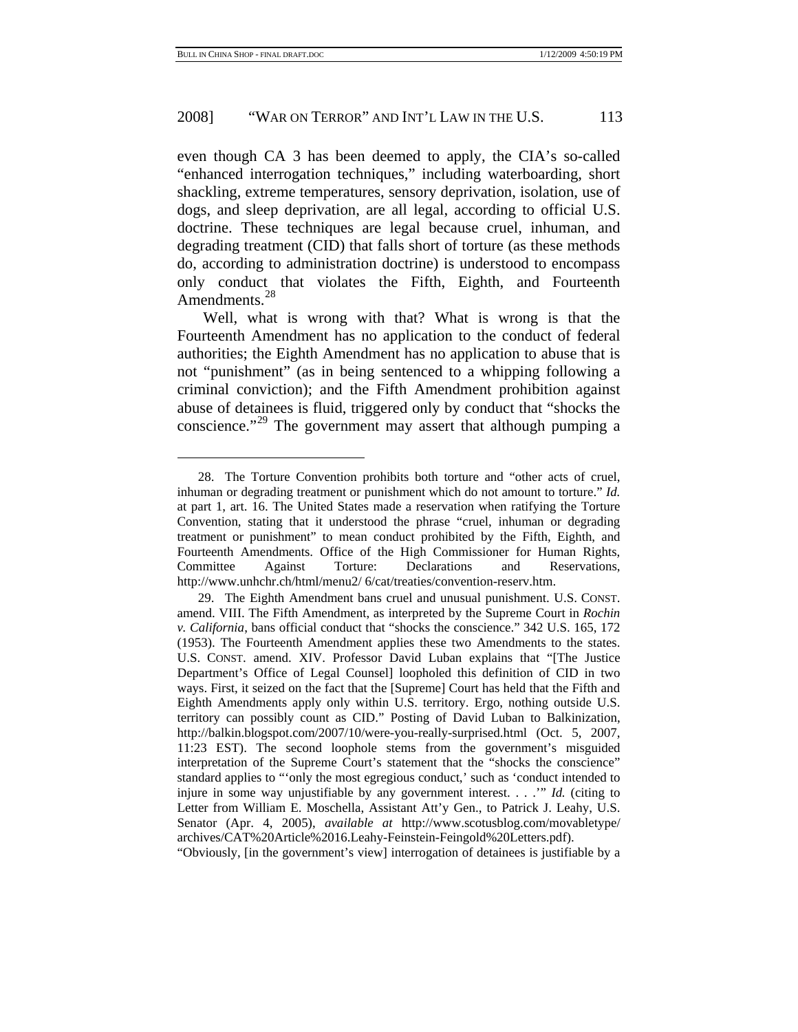even though CA 3 has been deemed to apply, the CIA's so-called "enhanced interrogation techniques," including waterboarding, short shackling, extreme temperatures, sensory deprivation, isolation, use of dogs, and sleep deprivation, are all legal, according to official U.S. doctrine. These techniques are legal because cruel, inhuman, and degrading treatment (CID) that falls short of torture (as these methods do, according to administration doctrine) is understood to encompass only conduct that violates the Fifth, Eighth, and Fourteenth Amendments.[28]

Well, what is wrong with that? What is wrong is that the Fourteenth Amendment has no application to the conduct of federal authorities; the Eighth Amendment has no application to abuse that is not "punishment" (as in being sentenced to a whipping following a criminal conviction); and the Fifth Amendment prohibition against abuse of detainees is fluid, triggered only by conduct that "shocks the conscience."[29] The government may assert that although pumping a

---

28. The Torture Convention prohibits both torture and "other acts of cruel, inhuman or degrading treatment or punishment which do not amount to torture." *Id.* at part 1, art. 16. The United States made a reservation when ratifying the Torture Convention, stating that it understood the phrase "cruel, inhuman or degrading treatment or punishment" to mean conduct prohibited by the Fifth, Eighth, and Fourteenth Amendments. Office of the High Commissioner for Human Rights, Committee Against Torture: Declarations and Reservations, http://www.unhchr.ch/html/menu2/ 6/cat/treaties/convention-reserv.htm.

29. The Eighth Amendment bans cruel and unusual punishment. U.S. CONST. amend. VIII. The Fifth Amendment, as interpreted by the Supreme Court in *Rochin v. California*, bans official conduct that "shocks the conscience." 342 U.S. 165, 172 (1953). The Fourteenth Amendment applies these two Amendments to the states. U.S. CONST. amend. XIV. Professor David Luban explains that "[The Justice Department's Office of Legal Counsel] loopholed this definition of CID in two ways. First, it seized on the fact that the [Supreme] Court has held that the Fifth and Eighth Amendments apply only within U.S. territory. Ergo, nothing outside U.S. territory can possibly count as CID." Posting of David Luban to Balkinization, http://balkin.blogspot.com/2007/10/were-you-really-surprised.html (Oct. 5, 2007, 11:23 EST). The second loophole stems from the government's misguided interpretation of the Supreme Court's statement that the "shocks the conscience" standard applies to "'only the most egregious conduct,' such as 'conduct intended to injure in some way unjustifiable by any government interest. . . .'" *Id.* (citing to Letter from William E. Moschella, Assistant Att'y Gen., to Patrick J. Leahy, U.S. Senator (Apr. 4, 2005), *available at* http://www.scotusblog.com/movabletype/ archives/CAT%20Article%2016.Leahy-Feinstein-Feingold%20Letters.pdf).
"Obviously, [in the government's view] interrogation of detainees is justifiable by a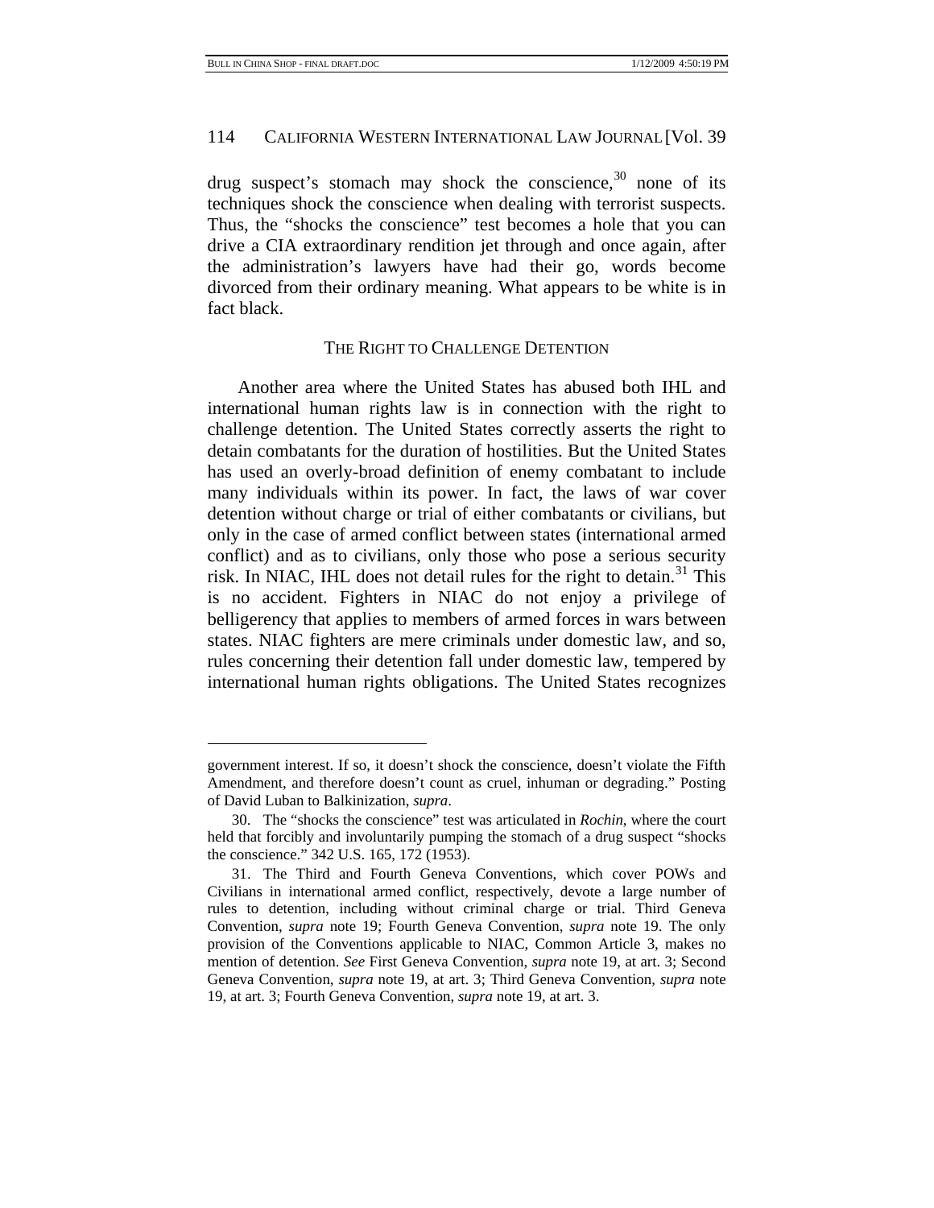drug suspect's stomach may shock the conscience,[30] none of its techniques shock the conscience when dealing with terrorist suspects. Thus, the "shocks the conscience" test becomes a hole that you can drive a CIA extraordinary rendition jet through and once again, after the administration's lawyers have had their go, words become divorced from their ordinary meaning. What appears to be white is in fact black.

## THE RIGHT TO CHALLENGE DETENTION

Another area where the United States has abused both IHL and international human rights law is in connection with the right to challenge detention. The United States correctly asserts the right to detain combatants for the duration of hostilities. But the United States has used an overly-broad definition of enemy combatant to include many individuals within its power. In fact, the laws of war cover detention without charge or trial of either combatants or civilians, but only in the case of armed conflict between states (international armed conflict) and as to civilians, only those who pose a serious security risk. In NIAC, IHL does not detail rules for the right to detain.[31] This is no accident. Fighters in NIAC do not enjoy a privilege of belligerency that applies to members of armed forces in wars between states. NIAC fighters are mere criminals under domestic law, and so, rules concerning their detention fall under domestic law, tempered by international human rights obligations. The United States recognizes

---

government interest. If so, it doesn't shock the conscience, doesn't violate the Fifth Amendment, and therefore doesn't count as cruel, inhuman or degrading." Posting of David Luban to Balkinization, *supra*.

30. The "shocks the conscience" test was articulated in *Rochin*, where the court held that forcibly and involuntarily pumping the stomach of a drug suspect "shocks the conscience." 342 U.S. 165, 172 (1953).

31. The Third and Fourth Geneva Conventions, which cover POWs and Civilians in international armed conflict, respectively, devote a large number of rules to detention, including without criminal charge or trial. Third Geneva Convention, *supra* note 19; Fourth Geneva Convention, *supra* note 19. The only provision of the Conventions applicable to NIAC, Common Article 3, makes no mention of detention. *See* First Geneva Convention, *supra* note 19, at art. 3; Second Geneva Convention, *supra* note 19, at art. 3; Third Geneva Convention, *supra* note 19, at art. 3; Fourth Geneva Convention, *supra* note 19, at art. 3.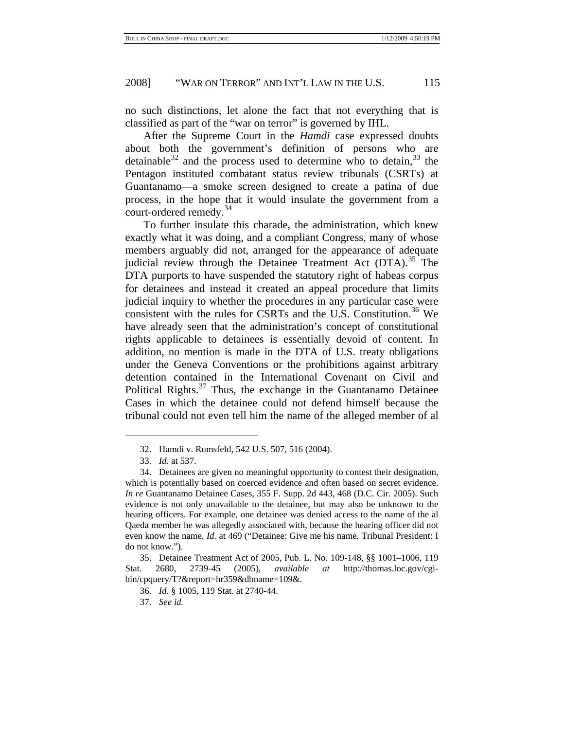no such distinctions, let alone the fact that not everything that is classified as part of the "war on terror" is governed by IHL.

After the Supreme Court in the *Hamdi* case expressed doubts about both the government's definition of persons who are detainable[32] and the process used to determine who to detain,[33] the Pentagon instituted combatant status review tribunals (CSRTs) at Guantanamo—a smoke screen designed to create a patina of due process, in the hope that it would insulate the government from a court-ordered remedy.[34]

To further insulate this charade, the administration, which knew exactly what it was doing, and a compliant Congress, many of whose members arguably did not, arranged for the appearance of adequate judicial review through the Detainee Treatment Act (DTA).[35] The DTA purports to have suspended the statutory right of habeas corpus for detainees and instead it created an appeal procedure that limits judicial inquiry to whether the procedures in any particular case were consistent with the rules for CSRTs and the U.S. Constitution.[36] We have already seen that the administration's concept of constitutional rights applicable to detainees is essentially devoid of content. In addition, no mention is made in the DTA of U.S. treaty obligations under the Geneva Conventions or the prohibitions against arbitrary detention contained in the International Covenant on Civil and Political Rights.[37] Thus, the exchange in the Guantanamo Detainee Cases in which the detainee could not defend himself because the tribunal could not even tell him the name of the alleged member of al

---

32. Hamdi v. Rumsfeld, 542 U.S. 507, 516 (2004).

33. *Id.* at 537.

34. Detainees are given no meaningful opportunity to contest their designation, which is potentially based on coerced evidence and often based on secret evidence. *In re* Guantanamo Detainee Cases, 355 F. Supp. 2d 443, 468 (D.C. Cir. 2005). Such evidence is not only unavailable to the detainee, but may also be unknown to the hearing officers. For example, one detainee was denied access to the name of the al Qaeda member he was allegedly associated with, because the hearing officer did not even know the name. *Id.* at 469 ("Detainee: Give me his name. Tribunal President: I do not know.").

35. Detainee Treatment Act of 2005, Pub. L. No. 109-148, §§ 1001–1006, 119 Stat. 2680, 2739-45 (2005), *available at* http://thomas.loc.gov/cgi-bin/cpquery/T?&report=hr359&dbname=109&.

36. *Id.* § 1005, 119 Stat. at 2740-44.

37. *See id.*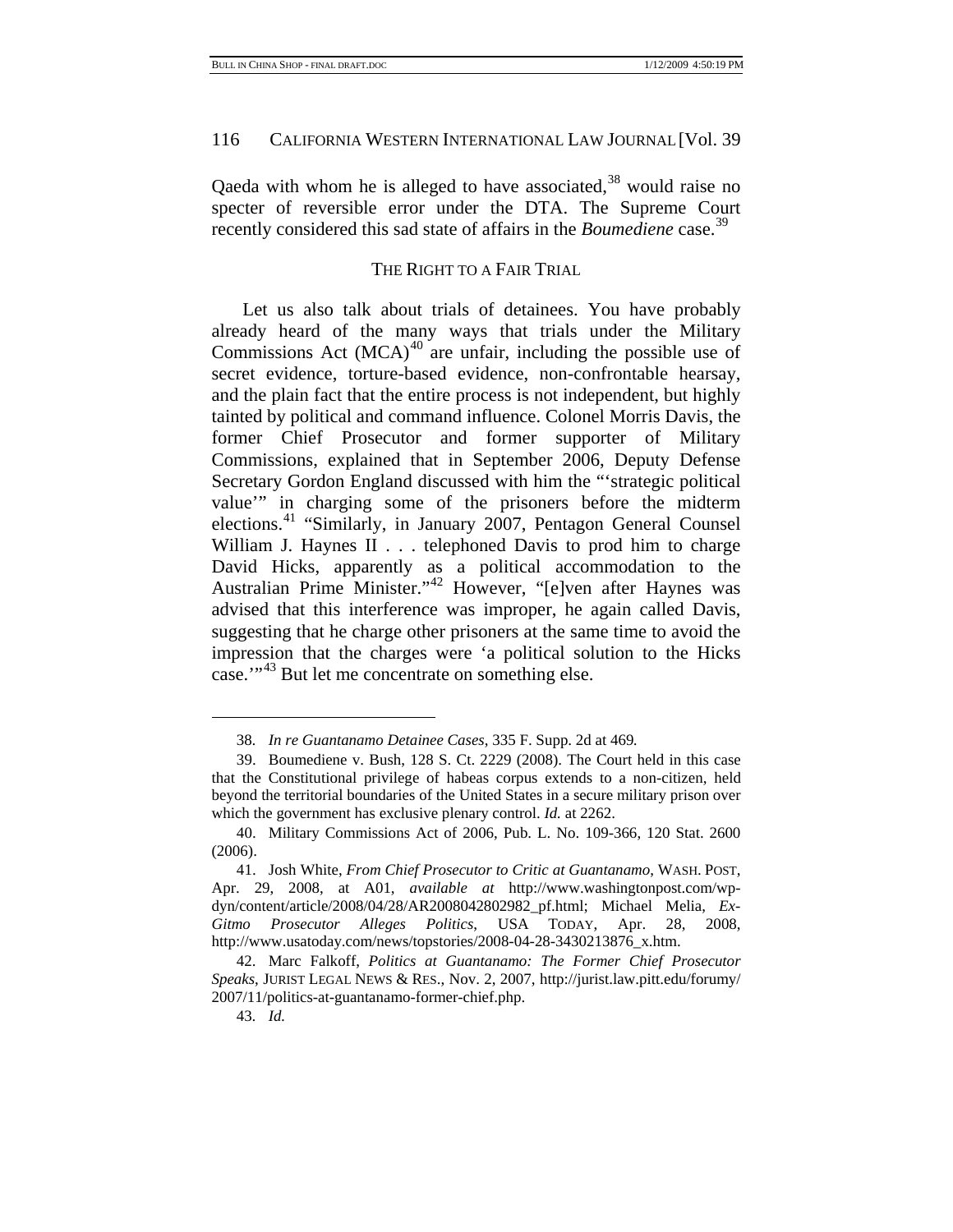Qaeda with whom he is alleged to have associated,[38] would raise no specter of reversible error under the DTA. The Supreme Court recently considered this sad state of affairs in the *Boumediene* case.[39]

## THE RIGHT TO A FAIR TRIAL

Let us also talk about trials of detainees. You have probably already heard of the many ways that trials under the Military Commissions Act (MCA)[40] are unfair, including the possible use of secret evidence, torture-based evidence, non-confrontable hearsay, and the plain fact that the entire process is not independent, but highly tainted by political and command influence. Colonel Morris Davis, the former Chief Prosecutor and former supporter of Military Commissions, explained that in September 2006, Deputy Defense Secretary Gordon England discussed with him the "'strategic political value'" in charging some of the prisoners before the midterm elections.[41] "Similarly, in January 2007, Pentagon General Counsel William J. Haynes II . . . telephoned Davis to prod him to charge David Hicks, apparently as a political accommodation to the Australian Prime Minister."[42] However, "[e]ven after Haynes was advised that this interference was improper, he again called Davis, suggesting that he charge other prisoners at the same time to avoid the impression that the charges were 'a political solution to the Hicks case.'"[43] But let me concentrate on something else.

---

38. *In re Guantanamo Detainee Cases*, 335 F. Supp. 2d at 469.

39. Boumediene v. Bush, 128 S. Ct. 2229 (2008). The Court held in this case that the Constitutional privilege of habeas corpus extends to a non-citizen, held beyond the territorial boundaries of the United States in a secure military prison over which the government has exclusive plenary control. *Id.* at 2262.

40. Military Commissions Act of 2006, Pub. L. No. 109-366, 120 Stat. 2600 (2006).

41. Josh White, *From Chief Prosecutor to Critic at Guantanamo*, WASH. POST, Apr. 29, 2008, at A01, *available at* http://www.washingtonpost.com/wp-dyn/content/article/2008/04/28/AR2008042802982_pf.html; Michael Melia, *Ex-Gitmo Prosecutor Alleges Politics*, USA TODAY, Apr. 28, 2008, http://www.usatoday.com/news/topstories/2008-04-28-3430213876_x.htm.

42. Marc Falkoff, *Politics at Guantanamo: The Former Chief Prosecutor Speaks*, JURIST LEGAL NEWS & RES., Nov. 2, 2007, http://jurist.law.pitt.edu/forumy/2007/11/politics-at-guantanamo-former-chief.php.

43. *Id.*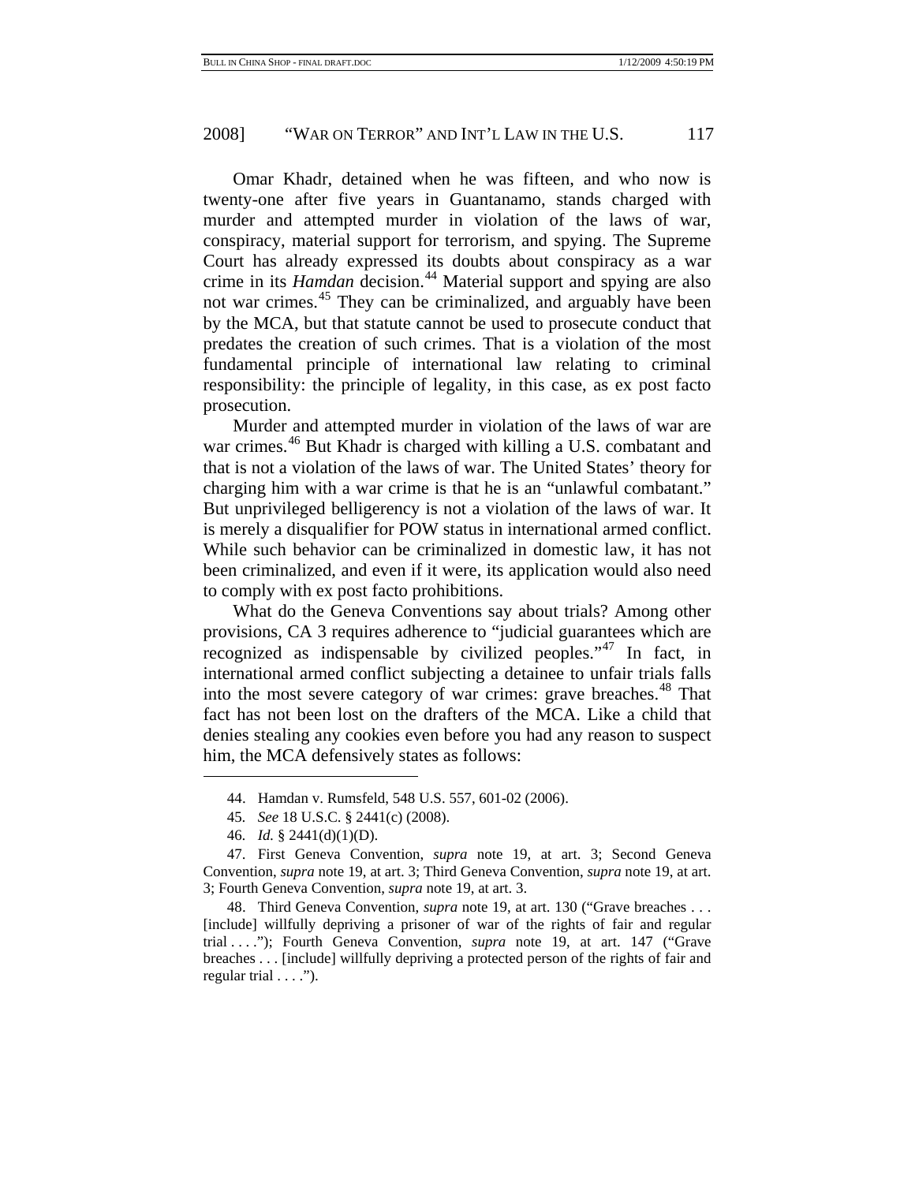Omar Khadr, detained when he was fifteen, and who now is twenty-one after five years in Guantanamo, stands charged with murder and attempted murder in violation of the laws of war, conspiracy, material support for terrorism, and spying. The Supreme Court has already expressed its doubts about conspiracy as a war crime in its *Hamdan* decision.[44] Material support and spying are also not war crimes.[45] They can be criminalized, and arguably have been by the MCA, but that statute cannot be used to prosecute conduct that predates the creation of such crimes. That is a violation of the most fundamental principle of international law relating to criminal responsibility: the principle of legality, in this case, as ex post facto prosecution.

Murder and attempted murder in violation of the laws of war are war crimes.[46] But Khadr is charged with killing a U.S. combatant and that is not a violation of the laws of war. The United States' theory for charging him with a war crime is that he is an "unlawful combatant." But unprivileged belligerency is not a violation of the laws of war. It is merely a disqualifier for POW status in international armed conflict. While such behavior can be criminalized in domestic law, it has not been criminalized, and even if it were, its application would also need to comply with ex post facto prohibitions.

What do the Geneva Conventions say about trials? Among other provisions, CA 3 requires adherence to "judicial guarantees which are recognized as indispensable by civilized peoples."[47] In fact, in international armed conflict subjecting a detainee to unfair trials falls into the most severe category of war crimes: grave breaches.[48] That fact has not been lost on the drafters of the MCA. Like a child that denies stealing any cookies even before you had any reason to suspect him, the MCA defensively states as follows:

---

44. Hamdan v. Rumsfeld, 548 U.S. 557, 601-02 (2006).

45. *See* 18 U.S.C. § 2441(c) (2008).

46. *Id.* § 2441(d)(1)(D).

47. First Geneva Convention, *supra* note 19, at art. 3; Second Geneva Convention, *supra* note 19, at art. 3; Third Geneva Convention, *supra* note 19, at art. 3; Fourth Geneva Convention, *supra* note 19, at art. 3.

48. Third Geneva Convention, *supra* note 19, at art. 130 ("Grave breaches . . . [include] willfully depriving a prisoner of war of the rights of fair and regular trial . . . ."); Fourth Geneva Convention, *supra* note 19, at art. 147 ("Grave breaches . . . [include] willfully depriving a protected person of the rights of fair and regular trial . . . .").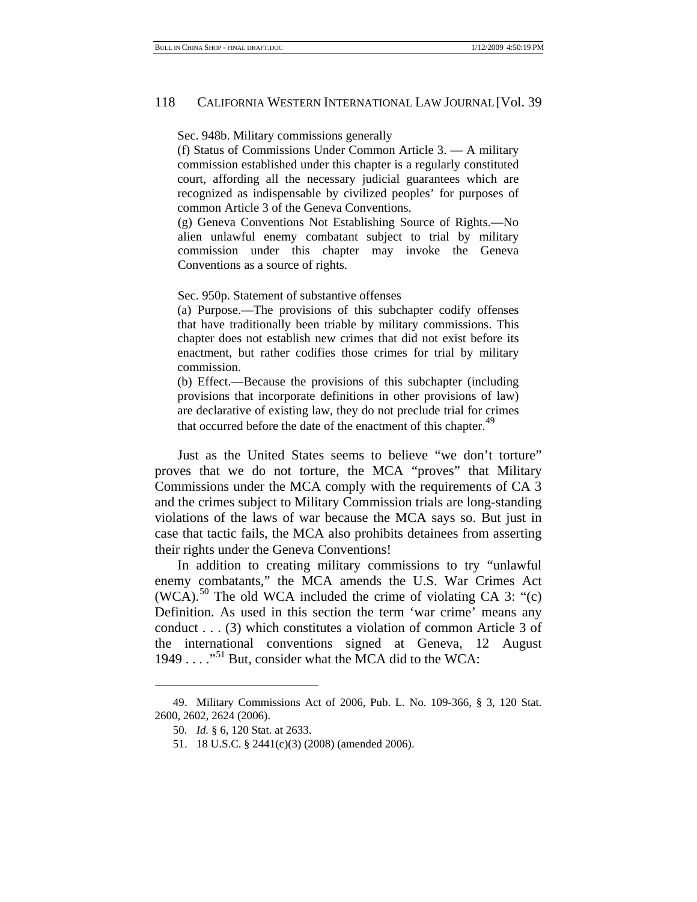> Sec. 948b. Military commissions generally
>
> (f) Status of Commissions Under Common Article 3. — A military commission established under this chapter is a regularly constituted court, affording all the necessary judicial guarantees which are recognized as indispensable by civilized peoples' for purposes of common Article 3 of the Geneva Conventions.
>
> (g) Geneva Conventions Not Establishing Source of Rights.—No alien unlawful enemy combatant subject to trial by military commission under this chapter may invoke the Geneva Conventions as a source of rights.
>
> Sec. 950p. Statement of substantive offenses
>
> (a) Purpose.—The provisions of this subchapter codify offenses that have traditionally been triable by military commissions. This chapter does not establish new crimes that did not exist before its enactment, but rather codifies those crimes for trial by military commission.
>
> (b) Effect.—Because the provisions of this subchapter (including provisions that incorporate definitions in other provisions of law) are declarative of existing law, they do not preclude trial for crimes that occurred before the date of the enactment of this chapter.[49]

Just as the United States seems to believe "we don't torture" proves that we do not torture, the MCA "proves" that Military Commissions under the MCA comply with the requirements of CA 3 and the crimes subject to Military Commission trials are long-standing violations of the laws of war because the MCA says so. But just in case that tactic fails, the MCA also prohibits detainees from asserting their rights under the Geneva Conventions!

In addition to creating military commissions to try "unlawful enemy combatants," the MCA amends the U.S. War Crimes Act (WCA).[50] The old WCA included the crime of violating CA 3: "(c) Definition. As used in this section the term 'war crime' means any conduct . . . (3) which constitutes a violation of common Article 3 of the international conventions signed at Geneva, 12 August 1949 . . . ."[51] But, consider what the MCA did to the WCA:

---

49. Military Commissions Act of 2006, Pub. L. No. 109-366, § 3, 120 Stat. 2600, 2602, 2624 (2006).

50. *Id.* § 6, 120 Stat. at 2633.

51. 18 U.S.C. § 2441(c)(3) (2008) (amended 2006).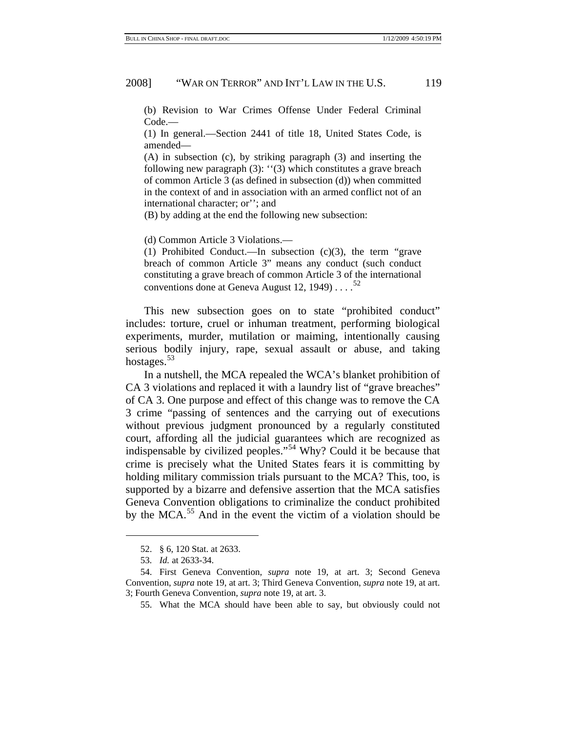(b) Revision to War Crimes Offense Under Federal Criminal Code.—

(1) In general.—Section 2441 of title 18, United States Code, is amended—

(A) in subsection (c), by striking paragraph (3) and inserting the following new paragraph (3): ''(3) which constitutes a grave breach of common Article 3 (as defined in subsection (d)) when committed in the context of and in association with an armed conflict not of an international character; or''; and

(B) by adding at the end the following new subsection:

(d) Common Article 3 Violations.—

(1) Prohibited Conduct.—In subsection (c)(3), the term "grave breach of common Article 3" means any conduct (such conduct constituting a grave breach of common Article 3 of the international conventions done at Geneva August 12, 1949) . . . .[52]

This new subsection goes on to state "prohibited conduct" includes: torture, cruel or inhuman treatment, performing biological experiments, murder, mutilation or maiming, intentionally causing serious bodily injury, rape, sexual assault or abuse, and taking hostages.[53]

In a nutshell, the MCA repealed the WCA's blanket prohibition of CA 3 violations and replaced it with a laundry list of "grave breaches" of CA 3. One purpose and effect of this change was to remove the CA 3 crime "passing of sentences and the carrying out of executions without previous judgment pronounced by a regularly constituted court, affording all the judicial guarantees which are recognized as indispensable by civilized peoples."[54] Why? Could it be because that crime is precisely what the United States fears it is committing by holding military commission trials pursuant to the MCA? This, too, is supported by a bizarre and defensive assertion that the MCA satisfies Geneva Convention obligations to criminalize the conduct prohibited by the MCA.[55] And in the event the victim of a violation should be

---

52. § 6, 120 Stat. at 2633.

53. *Id.* at 2633-34.

54. First Geneva Convention, *supra* note 19, at art. 3; Second Geneva Convention, *supra* note 19, at art. 3; Third Geneva Convention, *supra* note 19, at art. 3; Fourth Geneva Convention, *supra* note 19, at art. 3.

55. What the MCA should have been able to say, but obviously could not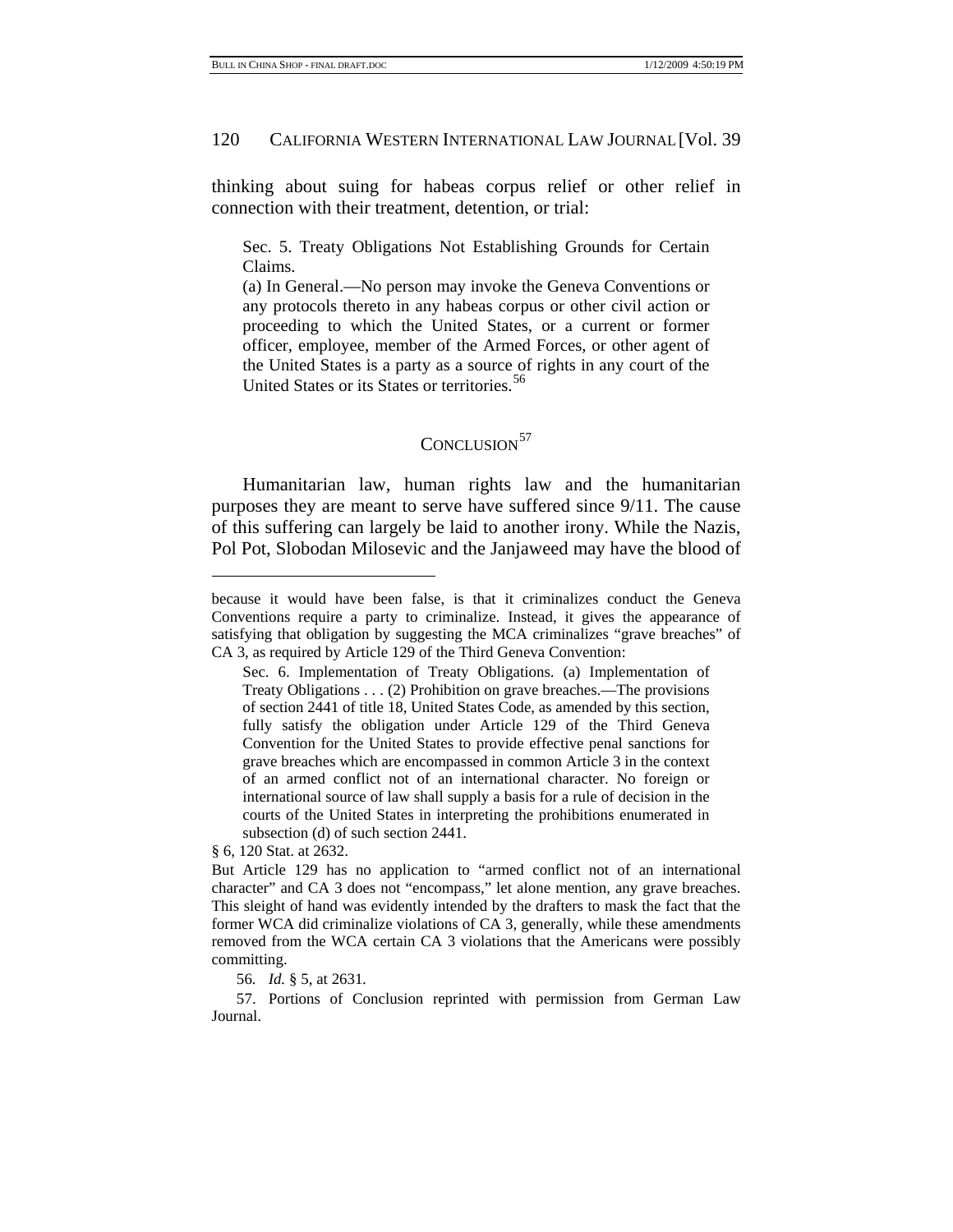thinking about suing for habeas corpus relief or other relief in connection with their treatment, detention, or trial:

> Sec. 5. Treaty Obligations Not Establishing Grounds for Certain Claims.
> (a) In General.—No person may invoke the Geneva Conventions or any protocols thereto in any habeas corpus or other civil action or proceeding to which the United States, or a current or former officer, employee, member of the Armed Forces, or other agent of the United States is a party as a source of rights in any court of the United States or its States or territories.[56]

## CONCLUSION[57]

Humanitarian law, human rights law and the humanitarian purposes they are meant to serve have suffered since 9/11. The cause of this suffering can largely be laid to another irony. While the Nazis, Pol Pot, Slobodan Milosevic and the Janjaweed may have the blood of

---

because it would have been false, is that it criminalizes conduct the Geneva Conventions require a party to criminalize. Instead, it gives the appearance of satisfying that obligation by suggesting the MCA criminalizes "grave breaches" of CA 3, as required by Article 129 of the Third Geneva Convention:

> Sec. 6. Implementation of Treaty Obligations. (a) Implementation of Treaty Obligations . . . (2) Prohibition on grave breaches.—The provisions of section 2441 of title 18, United States Code, as amended by this section, fully satisfy the obligation under Article 129 of the Third Geneva Convention for the United States to provide effective penal sanctions for grave breaches which are encompassed in common Article 3 in the context of an armed conflict not of an international character. No foreign or international source of law shall supply a basis for a rule of decision in the courts of the United States in interpreting the prohibitions enumerated in subsection (d) of such section 2441.

§ 6, 120 Stat. at 2632.

But Article 129 has no application to "armed conflict not of an international character" and CA 3 does not "encompass," let alone mention, any grave breaches. This sleight of hand was evidently intended by the drafters to mask the fact that the former WCA did criminalize violations of CA 3, generally, while these amendments removed from the WCA certain CA 3 violations that the Americans were possibly committing.

56. *Id.* § 5, at 2631.

57. Portions of Conclusion reprinted with permission from German Law Journal.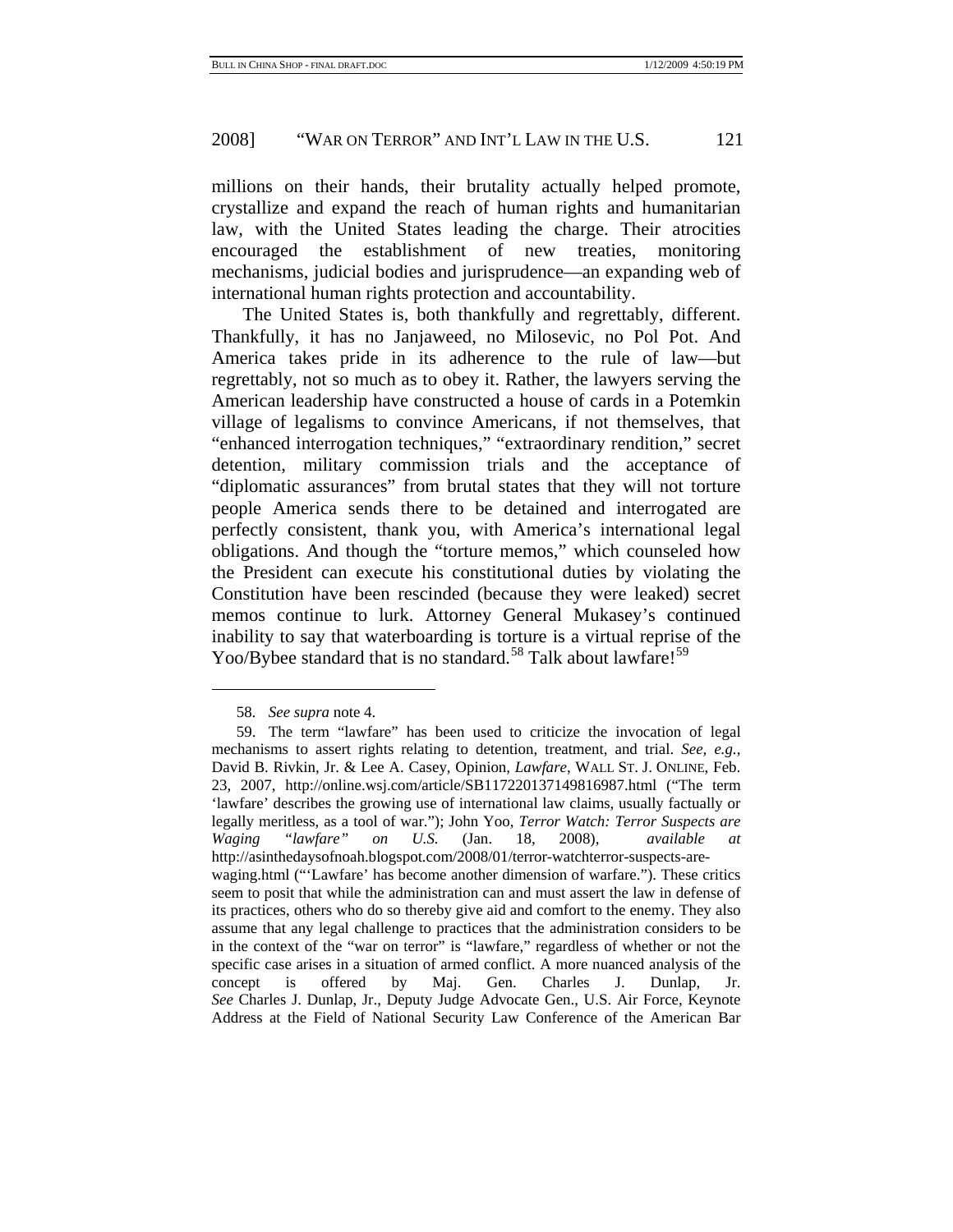millions on their hands, their brutality actually helped promote, crystallize and expand the reach of human rights and humanitarian law, with the United States leading the charge. Their atrocities encouraged the establishment of new treaties, monitoring mechanisms, judicial bodies and jurisprudence—an expanding web of international human rights protection and accountability.

The United States is, both thankfully and regrettably, different. Thankfully, it has no Janjaweed, no Milosevic, no Pol Pot. And America takes pride in its adherence to the rule of law—but regrettably, not so much as to obey it. Rather, the lawyers serving the American leadership have constructed a house of cards in a Potemkin village of legalisms to convince Americans, if not themselves, that "enhanced interrogation techniques," "extraordinary rendition," secret detention, military commission trials and the acceptance of "diplomatic assurances" from brutal states that they will not torture people America sends there to be detained and interrogated are perfectly consistent, thank you, with America's international legal obligations. And though the "torture memos," which counseled how the President can execute his constitutional duties by violating the Constitution have been rescinded (because they were leaked) secret memos continue to lurk. Attorney General Mukasey's continued inability to say that waterboarding is torture is a virtual reprise of the Yoo/Bybee standard that is no standard.[58] Talk about lawfare![59]

---

58. *See supra* note 4.

59. The term "lawfare" has been used to criticize the invocation of legal mechanisms to assert rights relating to detention, treatment, and trial. *See, e.g.*, David B. Rivkin, Jr. & Lee A. Casey, Opinion, *Lawfare*, WALL ST. J. ONLINE, Feb. 23, 2007, http://online.wsj.com/article/SB117220137149816987.html ("The term 'lawfare' describes the growing use of international law claims, usually factually or legally meritless, as a tool of war."); John Yoo, *Terror Watch: Terror Suspects are Waging "lawfare" on U.S.* (Jan. 18, 2008), *available at* http://asinthedaysofnoah.blogspot.com/2008/01/terror-watchterror-suspects-are-waging.html ("'Lawfare' has become another dimension of warfare."). These critics seem to posit that while the administration can and must assert the law in defense of its practices, others who do so thereby give aid and comfort to the enemy. They also assume that any legal challenge to practices that the administration considers to be in the context of the "war on terror" is "lawfare," regardless of whether or not the specific case arises in a situation of armed conflict. A more nuanced analysis of the concept is offered by Maj. Gen. Charles J. Dunlap, Jr. *See* Charles J. Dunlap, Jr., Deputy Judge Advocate Gen., U.S. Air Force, Keynote Address at the Field of National Security Law Conference of the American Bar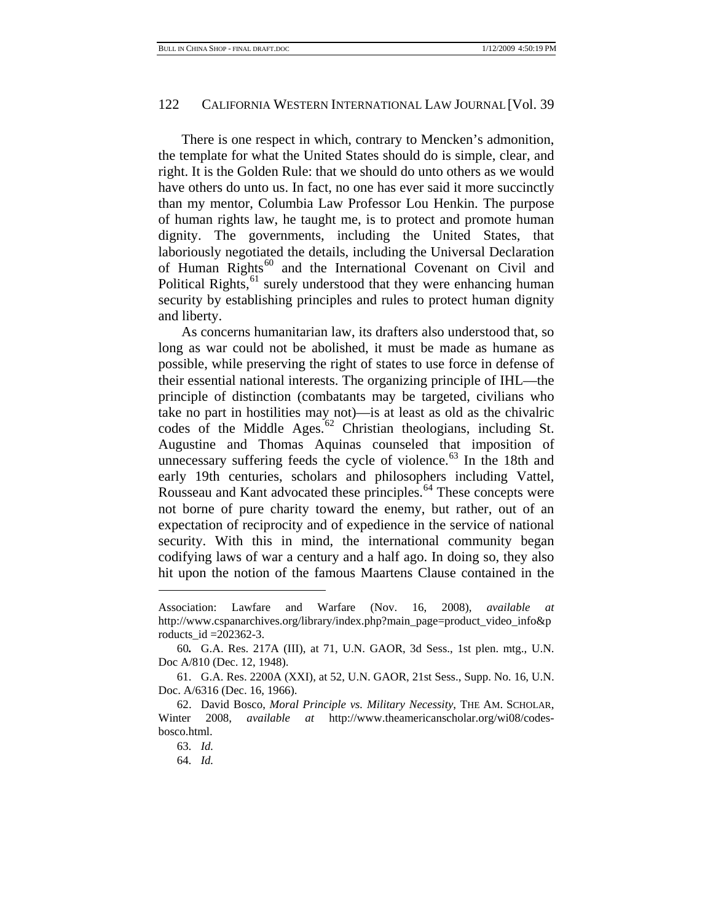There is one respect in which, contrary to Mencken's admonition, the template for what the United States should do is simple, clear, and right. It is the Golden Rule: that we should do unto others as we would have others do unto us. In fact, no one has ever said it more succinctly than my mentor, Columbia Law Professor Lou Henkin. The purpose of human rights law, he taught me, is to protect and promote human dignity. The governments, including the United States, that laboriously negotiated the details, including the Universal Declaration of Human Rights[60] and the International Covenant on Civil and Political Rights,[61] surely understood that they were enhancing human security by establishing principles and rules to protect human dignity and liberty.

As concerns humanitarian law, its drafters also understood that, so long as war could not be abolished, it must be made as humane as possible, while preserving the right of states to use force in defense of their essential national interests. The organizing principle of IHL—the principle of distinction (combatants may be targeted, civilians who take no part in hostilities may not)—is at least as old as the chivalric codes of the Middle Ages.[62] Christian theologians, including St. Augustine and Thomas Aquinas counseled that imposition of unnecessary suffering feeds the cycle of violence.[63] In the 18th and early 19th centuries, scholars and philosophers including Vattel, Rousseau and Kant advocated these principles.[64] These concepts were not borne of pure charity toward the enemy, but rather, out of an expectation of reciprocity and of expedience in the service of national security. With this in mind, the international community began codifying laws of war a century and a half ago. In doing so, they also hit upon the notion of the famous Maartens Clause contained in the

---

Association: Lawfare and Warfare (Nov. 16, 2008), *available at* http://www.cspanarchives.org/library/index.php?main_page=product_video_info&products_id =202362-3.

60. G.A. Res. 217A (III), at 71, U.N. GAOR, 3d Sess., 1st plen. mtg., U.N. Doc A/810 (Dec. 12, 1948).

61. G.A. Res. 2200A (XXI), at 52, U.N. GAOR, 21st Sess., Supp. No. 16, U.N. Doc. A/6316 (Dec. 16, 1966).

62. David Bosco, *Moral Principle vs. Military Necessity*, THE AM. SCHOLAR, Winter 2008, *available at* http://www.theamericanscholar.org/wi08/codes-bosco.html.

63. *Id.*

64. *Id.*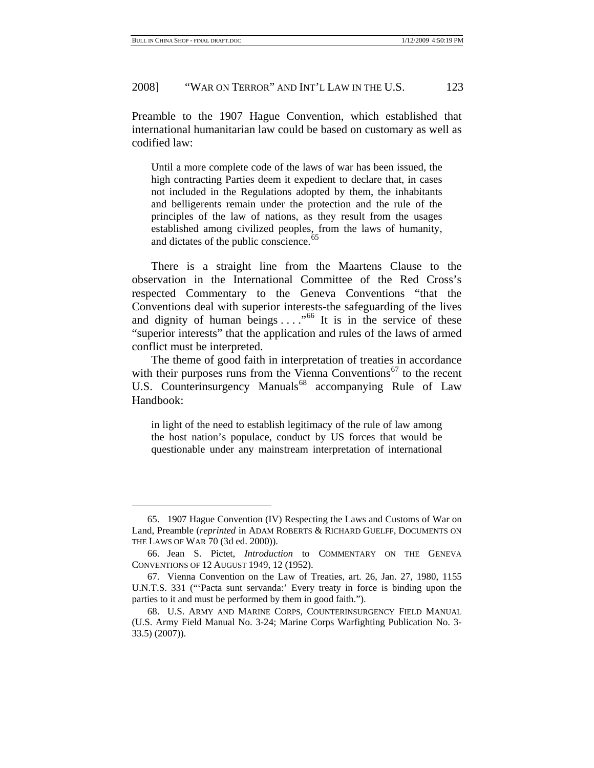Preamble to the 1907 Hague Convention, which established that international humanitarian law could be based on customary as well as codified law:

> Until a more complete code of the laws of war has been issued, the high contracting Parties deem it expedient to declare that, in cases not included in the Regulations adopted by them, the inhabitants and belligerents remain under the protection and the rule of the principles of the law of nations, as they result from the usages established among civilized peoples, from the laws of humanity, and dictates of the public conscience.[65]

There is a straight line from the Maartens Clause to the observation in the International Committee of the Red Cross's respected Commentary to the Geneva Conventions "that the Conventions deal with superior interests-the safeguarding of the lives and dignity of human beings . . . ."[66] It is in the service of these "superior interests" that the application and rules of the laws of armed conflict must be interpreted.

The theme of good faith in interpretation of treaties in accordance with their purposes runs from the Vienna Conventions[67] to the recent U.S. Counterinsurgency Manuals[68] accompanying Rule of Law Handbook:

> in light of the need to establish legitimacy of the rule of law among the host nation's populace, conduct by US forces that would be questionable under any mainstream interpretation of international

---

65. 1907 Hague Convention (IV) Respecting the Laws and Customs of War on Land, Preamble (*reprinted* in ADAM ROBERTS & RICHARD GUELFF, DOCUMENTS ON THE LAWS OF WAR 70 (3d ed. 2000)).

66. Jean S. Pictet, *Introduction* to COMMENTARY ON THE GENEVA CONVENTIONS OF 12 AUGUST 1949, 12 (1952).

67. Vienna Convention on the Law of Treaties, art. 26, Jan. 27, 1980, 1155 U.N.T.S. 331 ("'Pacta sunt servanda:' Every treaty in force is binding upon the parties to it and must be performed by them in good faith.").

68. U.S. ARMY AND MARINE CORPS, COUNTERINSURGENCY FIELD MANUAL (U.S. Army Field Manual No. 3-24; Marine Corps Warfighting Publication No. 3-33.5) (2007)).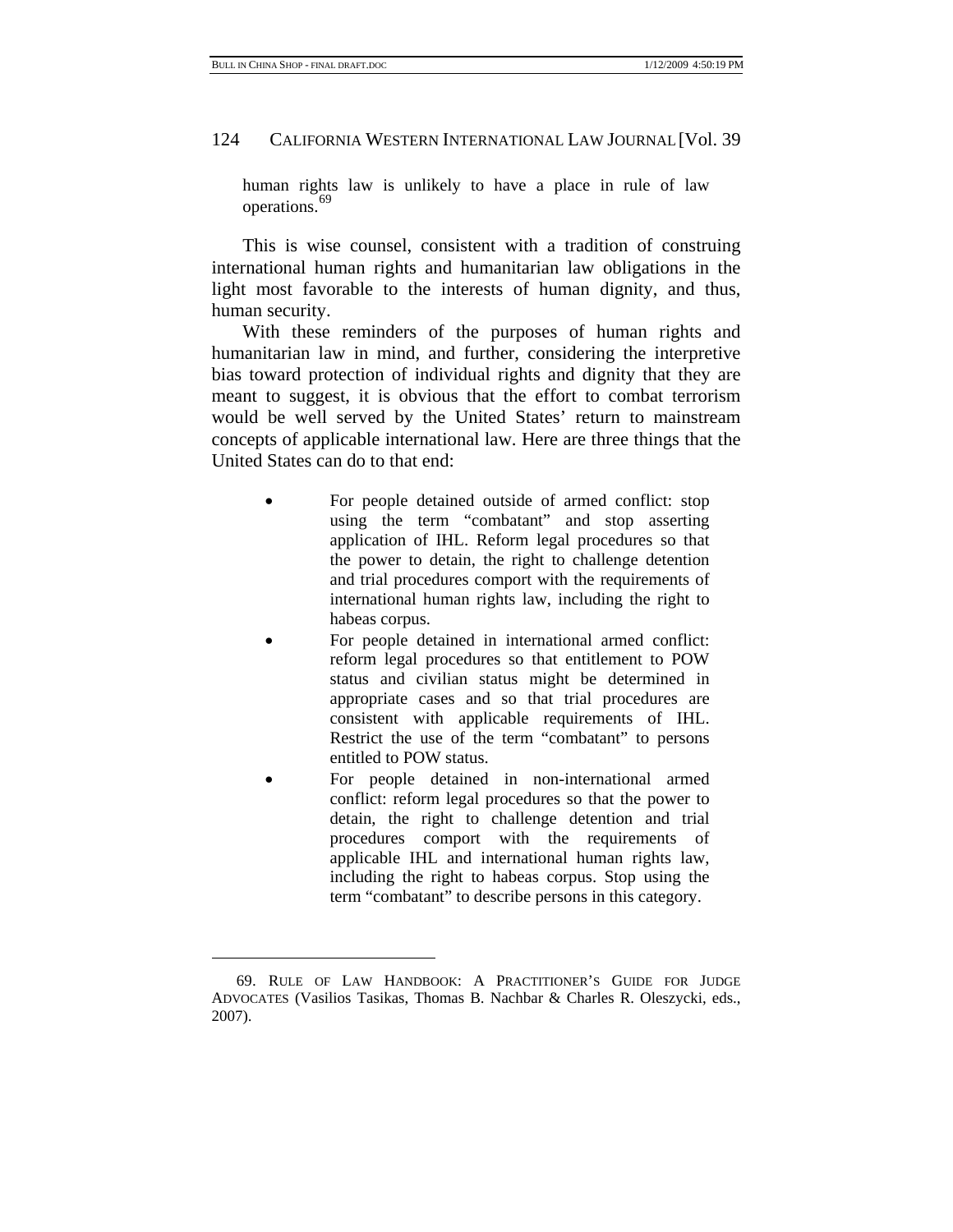> human rights law is unlikely to have a place in rule of law operations.[69]

This is wise counsel, consistent with a tradition of construing international human rights and humanitarian law obligations in the light most favorable to the interests of human dignity, and thus, human security.

With these reminders of the purposes of human rights and humanitarian law in mind, and further, considering the interpretive bias toward protection of individual rights and dignity that they are meant to suggest, it is obvious that the effort to combat terrorism would be well served by the United States' return to mainstream concepts of applicable international law. Here are three things that the United States can do to that end:

- For people detained outside of armed conflict: stop using the term "combatant" and stop asserting application of IHL. Reform legal procedures so that the power to detain, the right to challenge detention and trial procedures comport with the requirements of international human rights law, including the right to habeas corpus.
- For people detained in international armed conflict: reform legal procedures so that entitlement to POW status and civilian status might be determined in appropriate cases and so that trial procedures are consistent with applicable requirements of IHL. Restrict the use of the term "combatant" to persons entitled to POW status.
- For people detained in non-international armed conflict: reform legal procedures so that the power to detain, the right to challenge detention and trial procedures comport with the requirements of applicable IHL and international human rights law, including the right to habeas corpus. Stop using the term "combatant" to describe persons in this category.

---

69. RULE OF LAW HANDBOOK: A PRACTITIONER'S GUIDE FOR JUDGE ADVOCATES (Vasilios Tasikas, Thomas B. Nachbar & Charles R. Oleszycki, eds., 2007).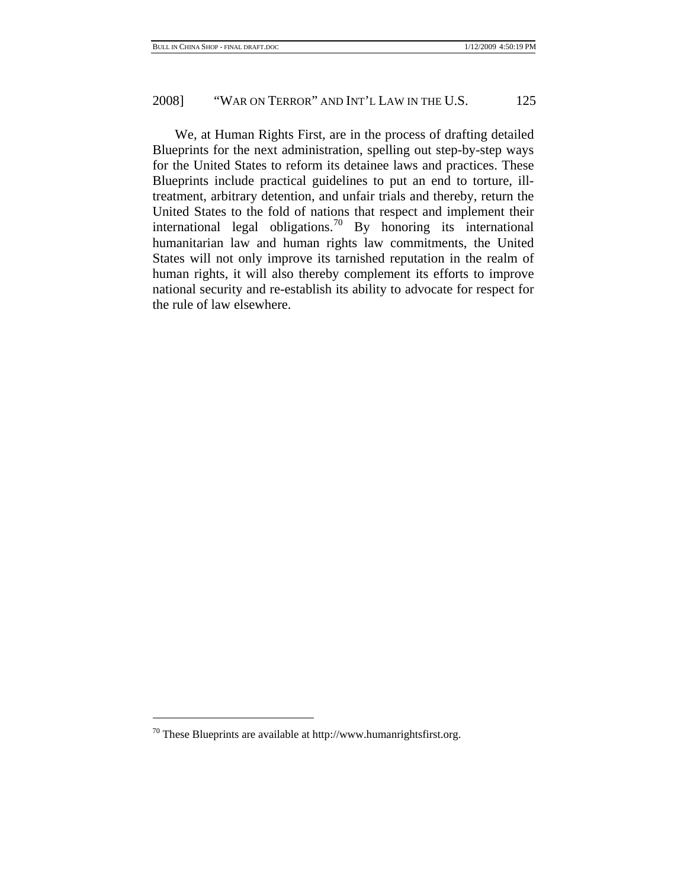We, at Human Rights First, are in the process of drafting detailed Blueprints for the next administration, spelling out step-by-step ways for the United States to reform its detainee laws and practices. These Blueprints include practical guidelines to put an end to torture, ill-treatment, arbitrary detention, and unfair trials and thereby, return the United States to the fold of nations that respect and implement their international legal obligations.[70] By honoring its international humanitarian law and human rights law commitments, the United States will not only improve its tarnished reputation in the realm of human rights, it will also thereby complement its efforts to improve national security and re-establish its ability to advocate for respect for the rule of law elsewhere.

---

[70] These Blueprints are available at http://www.humanrightsfirst.org.